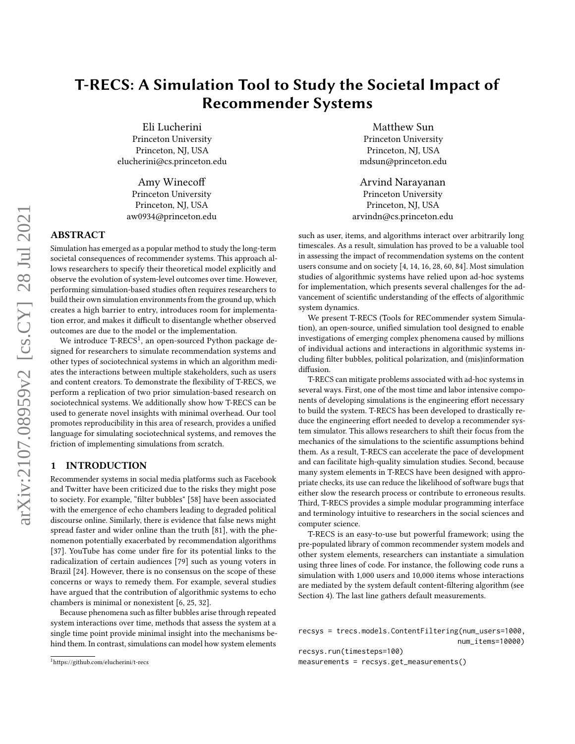# T-RECS: A Simulation Tool to Study the Societal Impact of Recommender Systems

Eli Lucherini
Princeton University
Princeton, NJ, USA
elucherini@cs.princeton.edu

Matthew Sun
Princeton University
Princeton, NJ, USA
mdsun@princeton.edu

Amy Winecoff
Princeton University
Princeton, NJ, USA
aw0934@princeton.edu

Arvind Narayanan
Princeton University
Princeton, NJ, USA
arvindn@cs.princeton.edu

## ABSTRACT

Simulation has emerged as a popular method to study the long-term societal consequences of recommender systems. This approach allows researchers to specify their theoretical model explicitly and observe the evolution of system-level outcomes over time. However, performing simulation-based studies often requires researchers to build their own simulation environments from the ground up, which creates a high barrier to entry, introduces room for implementation error, and makes it difficult to disentangle whether observed outcomes are due to the model or the implementation.

We introduce T-RECS[1], an open-sourced Python package designed for researchers to simulate recommendation systems and other types of sociotechnical systems in which an algorithm mediates the interactions between multiple stakeholders, such as users and content creators. To demonstrate the flexibility of T-RECS, we perform a replication of two prior simulation-based research on sociotechnical systems. We additionally show how T-RECS can be used to generate novel insights with minimal overhead. Our tool promotes reproducibility in this area of research, provides a unified language for simulating sociotechnical systems, and removes the friction of implementing simulations from scratch.

## 1 INTRODUCTION

Recommender systems in social media platforms such as Facebook and Twitter have been criticized due to the risks they might pose to society. For example, "filter bubbles" [58] have been associated with the emergence of echo chambers leading to degraded political discourse online. Similarly, there is evidence that false news might spread faster and wider online than the truth [81], with the phenomenon potentially exacerbated by recommendation algorithms [37]. YouTube has come under fire for its potential links to the radicalization of certain audiences [79] such as young voters in Brazil [24]. However, there is no consensus on the scope of these concerns or ways to remedy them. For example, several studies have argued that the contribution of algorithmic systems to echo chambers is minimal or nonexistent [6, 25, 32].

Because phenomena such as filter bubbles arise through repeated system interactions over time, methods that assess the system at a single time point provide minimal insight into the mechanisms behind them. In contrast, simulations can model how system elements such as user, items, and algorithms interact over arbitrarily long timescales. As a result, simulation has proved to be a valuable tool in assessing the impact of recommendation systems on the content users consume and on society [4, 14, 16, 28, 60, 84]. Most simulation studies of algorithmic systems have relied upon ad-hoc systems for implementation, which presents several challenges for the advancement of scientific understanding of the effects of algorithmic system dynamics.

We present T-RECS (Tools for RECommender system Simulation), an open-source, unified simulation tool designed to enable investigations of emerging complex phenomena caused by millions of individual actions and interactions in algorithmic systems including filter bubbles, political polarization, and (mis)information diffusion.

T-RECS can mitigate problems associated with ad-hoc systems in several ways. First, one of the most time and labor intensive components of developing simulations is the engineering effort necessary to build the system. T-RECS has been developed to drastically reduce the engineering effort needed to develop a recommender system simulator. This allows researchers to shift their focus from the mechanics of the simulations to the scientific assumptions behind them. As a result, T-RECS can accelerate the pace of development and can facilitate high-quality simulation studies. Second, because many system elements in T-RECS have been designed with appropriate checks, its use can reduce the likelihood of software bugs that either slow the research process or contribute to erroneous results. Third, T-RECS provides a simple modular programming interface and terminology intuitive to researchers in the social sciences and computer science.

T-RECS is an easy-to-use but powerful framework; using the pre-populated library of common recommender system models and other system elements, researchers can instantiate a simulation using three lines of code. For instance, the following code runs a simulation with 1,000 users and 10,000 items whose interactions are mediated by the system default content-filtering algorithm (see Section 4). The last line gathers default measurements.

```
recsys = trecs.models.ContentFiltering(num_users=1000,
                                       num_items=10000)
recsys.run(timesteps=100)
measurements = recsys.get_measurements()
```

[1] https://github.com/elucherini/t-recs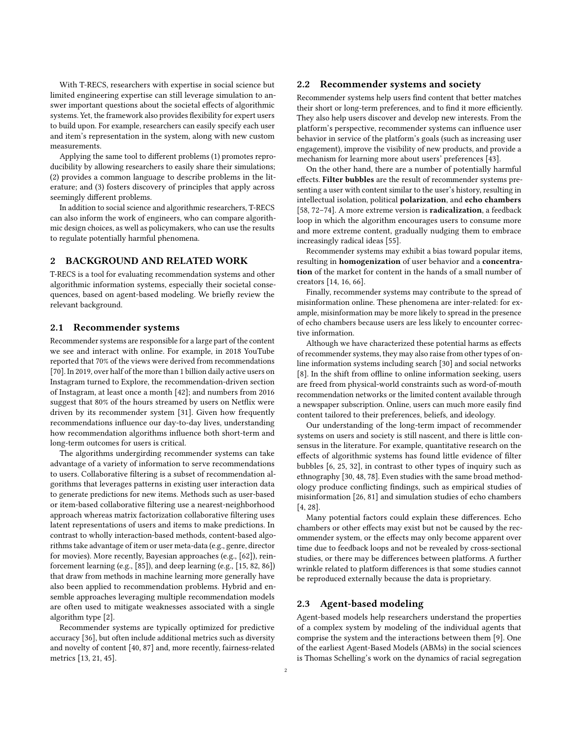With T-RECS, researchers with expertise in social science but limited engineering expertise can still leverage simulation to answer important questions about the societal effects of algorithmic systems. Yet, the framework also provides flexibility for expert users to build upon. For example, researchers can easily specify each user and item's representation in the system, along with new custom measurements.

Applying the same tool to different problems (1) promotes reproducibility by allowing researchers to easily share their simulations; (2) provides a common language to describe problems in the literature; and (3) fosters discovery of principles that apply across seemingly different problems.

In addition to social science and algorithmic researchers, T-RECS can also inform the work of engineers, who can compare algorithmic design choices, as well as policymakers, who can use the results to regulate potentially harmful phenomena.

## 2 BACKGROUND AND RELATED WORK

T-RECS is a tool for evaluating recommendation systems and other algorithmic information systems, especially their societal consequences, based on agent-based modeling. We briefly review the relevant background.

### 2.1 Recommender systems

Recommender systems are responsible for a large part of the content we see and interact with online. For example, in 2018 YouTube reported that 70% of the views were derived from recommendations [70]. In 2019, over half of the more than 1 billion daily active users on Instagram turned to Explore, the recommendation-driven section of Instagram, at least once a month [42]; and numbers from 2016 suggest that 80% of the hours streamed by users on Netflix were driven by its recommender system [31]. Given how frequently recommendations influence our day-to-day lives, understanding how recommendation algorithms influence both short-term and long-term outcomes for users is critical.

The algorithms undergirding recommender systems can take advantage of a variety of information to serve recommendations to users. Collaborative filtering is a subset of recommendation algorithms that leverages patterns in existing user interaction data to generate predictions for new items. Methods such as user-based or item-based collaborative filtering use a nearest-neighborhood approach whereas matrix factorization collaborative filtering uses latent representations of users and items to make predictions. In contrast to wholly interaction-based methods, content-based algorithms take advantage of item or user meta-data (e.g., genre, director for movies). More recently, Bayesian approaches (e.g., [62]), reinforcement learning (e.g., [85]), and deep learning (e.g., [15, 82, 86]) that draw from methods in machine learning more generally have also been applied to recommendation problems. Hybrid and ensemble approaches leveraging multiple recommendation models are often used to mitigate weaknesses associated with a single algorithm type [2].

Recommender systems are typically optimized for predictive accuracy [36], but often include additional metrics such as diversity and novelty of content [40, 87] and, more recently, fairness-related metrics [13, 21, 45].

### 2.2 Recommender systems and society

Recommender systems help users find content that better matches their short or long-term preferences, and to find it more efficiently. They also help users discover and develop new interests. From the platform's perspective, recommender systems can influence user behavior in service of the platform's goals (such as increasing user engagement), improve the visibility of new products, and provide a mechanism for learning more about users' preferences [43].

On the other hand, there are a number of potentially harmful effects. **Filter bubbles** are the result of recommender systems presenting a user with content similar to the user's history, resulting in intellectual isolation, political **polarization**, and **echo chambers** [58, 72–74]. A more extreme version is **radicalization**, a feedback loop in which the algorithm encourages users to consume more and more extreme content, gradually nudging them to embrace increasingly radical ideas [55].

Recommender systems may exhibit a bias toward popular items, resulting in **homogenization** of user behavior and a **concentration** of the market for content in the hands of a small number of creators [14, 16, 66].

Finally, recommender systems may contribute to the spread of misinformation online. These phenomena are inter-related: for example, misinformation may be more likely to spread in the presence of echo chambers because users are less likely to encounter corrective information.

Although we have characterized these potential harms as effects of recommender systems, they may also raise from other types of online information systems including search [30] and social networks [8]. In the shift from offline to online information seeking, users are freed from physical-world constraints such as word-of-mouth recommendation networks or the limited content available through a newspaper subscription. Online, users can much more easily find content tailored to their preferences, beliefs, and ideology.

Our understanding of the long-term impact of recommender systems on users and society is still nascent, and there is little consensus in the literature. For example, quantitative research on the effects of algorithmic systems has found little evidence of filter bubbles [6, 25, 32], in contrast to other types of inquiry such as ethnography [30, 48, 78]. Even studies with the same broad methodology produce conflicting findings, such as empirical studies of misinformation [26, 81] and simulation studies of echo chambers [4, 28].

Many potential factors could explain these differences. Echo chambers or other effects may exist but not be caused by the recommender system, or the effects may only become apparent over time due to feedback loops and not be revealed by cross-sectional studies, or there may be differences between platforms. A further wrinkle related to platform differences is that some studies cannot be reproduced externally because the data is proprietary.

### 2.3 Agent-based modeling

Agent-based models help researchers understand the properties of a complex system by modeling of the individual agents that comprise the system and the interactions between them [9]. One of the earliest Agent-Based Models (ABMs) in the social sciences is Thomas Schelling's work on the dynamics of racial segregation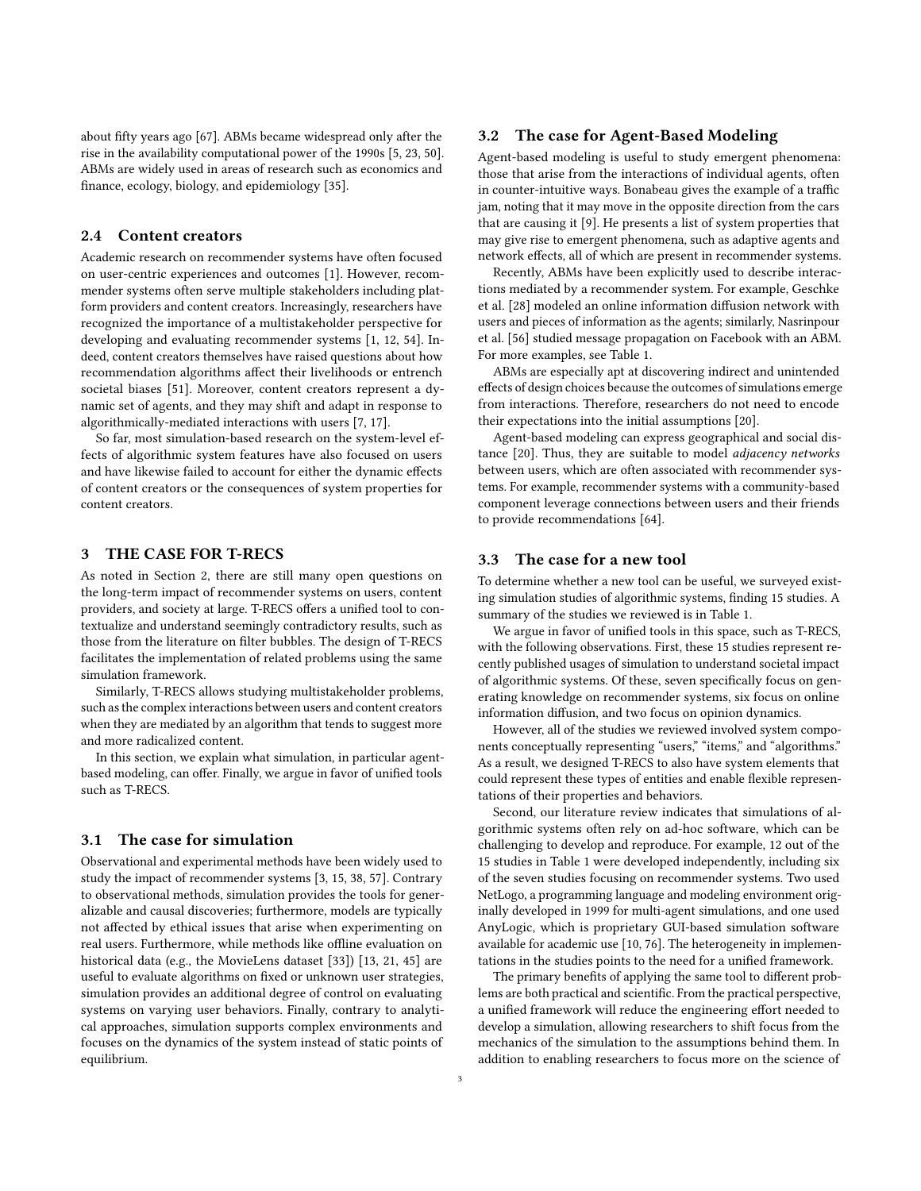about fifty years ago [67]. ABMs became widespread only after the rise in the availability computational power of the 1990s [5, 23, 50]. ABMs are widely used in areas of research such as economics and finance, ecology, biology, and epidemiology [35].

### 2.4 Content creators

Academic research on recommender systems have often focused on user-centric experiences and outcomes [1]. However, recommender systems often serve multiple stakeholders including platform providers and content creators. Increasingly, researchers have recognized the importance of a multistakeholder perspective for developing and evaluating recommender systems [1, 12, 54]. Indeed, content creators themselves have raised questions about how recommendation algorithms affect their livelihoods or entrench societal biases [51]. Moreover, content creators represent a dynamic set of agents, and they may shift and adapt in response to algorithmically-mediated interactions with users [7, 17].

So far, most simulation-based research on the system-level effects of algorithmic system features have also focused on users and have likewise failed to account for either the dynamic effects of content creators or the consequences of system properties for content creators.

## 3 THE CASE FOR T-RECS

As noted in Section 2, there are still many open questions on the long-term impact of recommender systems on users, content providers, and society at large. T-RECS offers a unified tool to contextualize and understand seemingly contradictory results, such as those from the literature on filter bubbles. The design of T-RECS facilitates the implementation of related problems using the same simulation framework.

Similarly, T-RECS allows studying multistakeholder problems, such as the complex interactions between users and content creators when they are mediated by an algorithm that tends to suggest more and more radicalized content.

In this section, we explain what simulation, in particular agent-based modeling, can offer. Finally, we argue in favor of unified tools such as T-RECS.

### 3.1 The case for simulation

Observational and experimental methods have been widely used to study the impact of recommender systems [3, 15, 38, 57]. Contrary to observational methods, simulation provides the tools for generalizable and causal discoveries; furthermore, models are typically not affected by ethical issues that arise when experimenting on real users. Furthermore, while methods like offline evaluation on historical data (e.g., the MovieLens dataset [33]) [13, 21, 45] are useful to evaluate algorithms on fixed or unknown user strategies, simulation provides an additional degree of control on evaluating systems on varying user behaviors. Finally, contrary to analytical approaches, simulation supports complex environments and focuses on the dynamics of the system instead of static points of equilibrium.

### 3.2 The case for Agent-Based Modeling

Agent-based modeling is useful to study emergent phenomena: those that arise from the interactions of individual agents, often in counter-intuitive ways. Bonabeau gives the example of a traffic jam, noting that it may move in the opposite direction from the cars that are causing it [9]. He presents a list of system properties that may give rise to emergent phenomena, such as adaptive agents and network effects, all of which are present in recommender systems.

Recently, ABMs have been explicitly used to describe interactions mediated by a recommender system. For example, Geschke et al. [28] modeled an online information diffusion network with users and pieces of information as the agents; similarly, Nasrinpour et al. [56] studied message propagation on Facebook with an ABM. For more examples, see Table 1.

ABMs are especially apt at discovering indirect and unintended effects of design choices because the outcomes of simulations emerge from interactions. Therefore, researchers do not need to encode their expectations into the initial assumptions [20].

Agent-based modeling can express geographical and social distance [20]. Thus, they are suitable to model *adjacency networks* between users, which are often associated with recommender systems. For example, recommender systems with a community-based component leverage connections between users and their friends to provide recommendations [64].

### 3.3 The case for a new tool

To determine whether a new tool can be useful, we surveyed existing simulation studies of algorithmic systems, finding 15 studies. A summary of the studies we reviewed is in Table 1.

We argue in favor of unified tools in this space, such as T-RECS, with the following observations. First, these 15 studies represent recently published usages of simulation to understand societal impact of algorithmic systems. Of these, seven specifically focus on generating knowledge on recommender systems, six focus on online information diffusion, and two focus on opinion dynamics.

However, all of the studies we reviewed involved system components conceptually representing "users," "items," and "algorithms." As a result, we designed T-RECS to also have system elements that could represent these types of entities and enable flexible representations of their properties and behaviors.

Second, our literature review indicates that simulations of algorithmic systems often rely on ad-hoc software, which can be challenging to develop and reproduce. For example, 12 out of the 15 studies in Table 1 were developed independently, including six of the seven studies focusing on recommender systems. Two used NetLogo, a programming language and modeling environment originally developed in 1999 for multi-agent simulations, and one used AnyLogic, which is proprietary GUI-based simulation software available for academic use [10, 76]. The heterogeneity in implementations in the studies points to the need for a unified framework.

The primary benefits of applying the same tool to different problems are both practical and scientific. From the practical perspective, a unified framework will reduce the engineering effort needed to develop a simulation, allowing researchers to shift focus from the mechanics of the simulation to the assumptions behind them. In addition to enabling researchers to focus more on the science of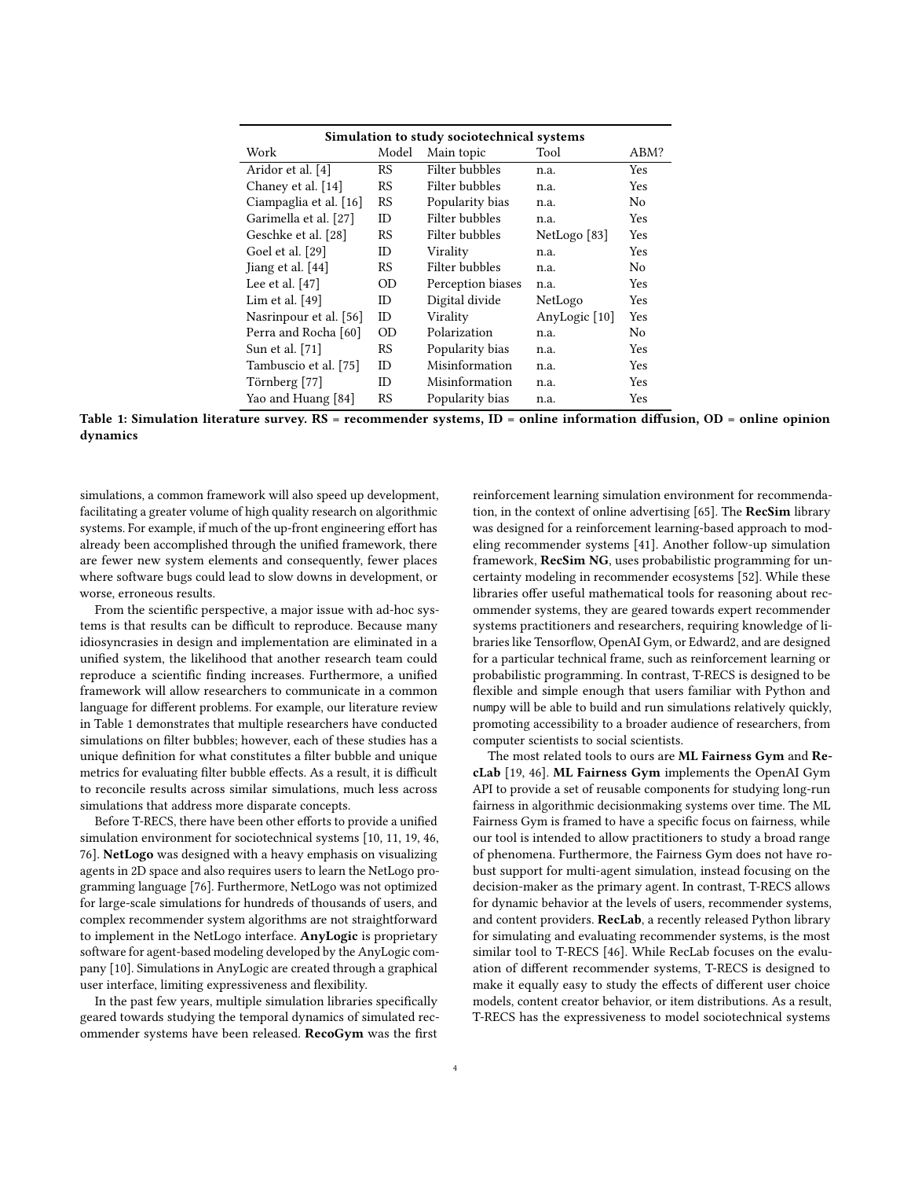| Simulation to study sociotechnical systems | | | | |
|---|---|---|---|---|
| Work | Model | Main topic | Tool | ABM? |
| Aridor et al. [4] | RS | Filter bubbles | n.a. | Yes |
| Chaney et al. [14] | RS | Filter bubbles | n.a. | Yes |
| Ciampaglia et al. [16] | RS | Popularity bias | n.a. | No |
| Garimella et al. [27] | ID | Filter bubbles | n.a. | Yes |
| Geschke et al. [28] | RS | Filter bubbles | NetLogo [83] | Yes |
| Goel et al. [29] | ID | Virality | n.a. | Yes |
| Jiang et al. [44] | RS | Filter bubbles | n.a. | No |
| Lee et al. [47] | OD | Perception biases | n.a. | Yes |
| Lim et al. [49] | ID | Digital divide | NetLogo | Yes |
| Nasrinpour et al. [56] | ID | Virality | AnyLogic [10] | Yes |
| Perra and Rocha [60] | OD | Polarization | n.a. | No |
| Sun et al. [71] | RS | Popularity bias | n.a. | Yes |
| Tambuscio et al. [75] | ID | Misinformation | n.a. | Yes |
| Törnberg [77] | ID | Misinformation | n.a. | Yes |
| Yao and Huang [84] | RS | Popularity bias | n.a. | Yes |

**Table 1: Simulation literature survey. RS = recommender systems, ID = online information diffusion, OD = online opinion dynamics**

simulations, a common framework will also speed up development, facilitating a greater volume of high quality research on algorithmic systems. For example, if much of the up-front engineering effort has already been accomplished through the unified framework, there are fewer new system elements and consequently, fewer places where software bugs could lead to slow downs in development, or worse, erroneous results.

From the scientific perspective, a major issue with ad-hoc systems is that results can be difficult to reproduce. Because many idiosyncrasies in design and implementation are eliminated in a unified system, the likelihood that another research team could reproduce a scientific finding increases. Furthermore, a unified framework will allow researchers to communicate in a common language for different problems. For example, our literature review in Table 1 demonstrates that multiple researchers have conducted simulations on filter bubbles; however, each of these studies has a unique definition for what constitutes a filter bubble and unique metrics for evaluating filter bubble effects. As a result, it is difficult to reconcile results across similar simulations, much less across simulations that address more disparate concepts.

Before T-RECS, there have been other efforts to provide a unified simulation environment for sociotechnical systems [10, 11, 19, 46, 76]. **NetLogo** was designed with a heavy emphasis on visualizing agents in 2D space and also requires users to learn the NetLogo programming language [76]. Furthermore, NetLogo was not optimized for large-scale simulations for hundreds of thousands of users, and complex recommender system algorithms are not straightforward to implement in the NetLogo interface. **AnyLogic** is proprietary software for agent-based modeling developed by the AnyLogic company [10]. Simulations in AnyLogic are created through a graphical user interface, limiting expressiveness and flexibility.

In the past few years, multiple simulation libraries specifically geared towards studying the temporal dynamics of simulated recommender systems have been released. **RecoGym** was the first reinforcement learning simulation environment for recommendation, in the context of online advertising [65]. The **RecSim** library was designed for a reinforcement learning-based approach to modeling recommender systems [41]. Another follow-up simulation framework, **RecSim NG**, uses probabilistic programming for uncertainty modeling in recommender ecosystems [52]. While these libraries offer useful mathematical tools for reasoning about recommender systems, they are geared towards expert recommender systems practitioners and researchers, requiring knowledge of libraries like Tensorflow, OpenAI Gym, or Edward2, and are designed for a particular technical frame, such as reinforcement learning or probabilistic programming. In contrast, T-RECS is designed to be flexible and simple enough that users familiar with Python and `numpy` will be able to build and run simulations relatively quickly, promoting accessibility to a broader audience of researchers, from computer scientists to social scientists.

The most related tools to ours are **ML Fairness Gym** and **RecLab** [19, 46]. **ML Fairness Gym** implements the OpenAI Gym API to provide a set of reusable components for studying long-run fairness in algorithmic decisionmaking systems over time. The ML Fairness Gym is framed to have a specific focus on fairness, while our tool is intended to allow practitioners to study a broad range of phenomena. Furthermore, the Fairness Gym does not have robust support for multi-agent simulation, instead focusing on the decision-maker as the primary agent. In contrast, T-RECS allows for dynamic behavior at the levels of users, recommender systems, and content providers. **RecLab**, a recently released Python library for simulating and evaluating recommender systems, is the most similar tool to T-RECS [46]. While RecLab focuses on the evaluation of different recommender systems, T-RECS is designed to make it equally easy to study the effects of different user choice models, content creator behavior, or item distributions. As a result, T-RECS has the expressiveness to model sociotechnical systems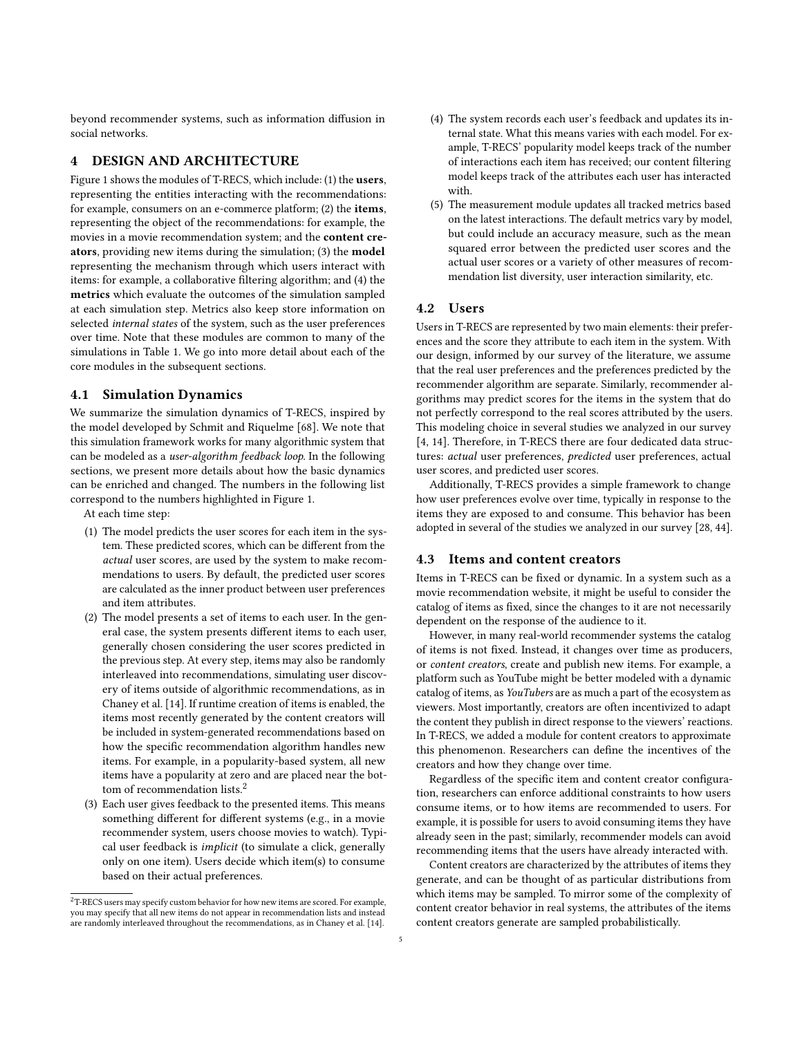beyond recommender systems, such as information diffusion in social networks.

## 4 DESIGN AND ARCHITECTURE

Figure 1 shows the modules of T-RECS, which include: (1) the **users**, representing the entities interacting with the recommendations: for example, consumers on an e-commerce platform; (2) the **items**, representing the object of the recommendations: for example, the movies in a movie recommendation system; and the **content creators**, providing new items during the simulation; (3) the **model** representing the mechanism through which users interact with items: for example, a collaborative filtering algorithm; and (4) the **metrics** which evaluate the outcomes of the simulation sampled at each simulation step. Metrics also keep store information on selected *internal states* of the system, such as the user preferences over time. Note that these modules are common to many of the simulations in Table 1. We go into more detail about each of the core modules in the subsequent sections.

### 4.1 Simulation Dynamics

We summarize the simulation dynamics of T-RECS, inspired by the model developed by Schmit and Riquelme [68]. We note that this simulation framework works for many algorithmic system that can be modeled as a *user-algorithm feedback loop*. In the following sections, we present more details about how the basic dynamics can be enriched and changed. The numbers in the following list correspond to the numbers highlighted in Figure 1.

At each time step:

1. The model predicts the user scores for each item in the system. These predicted scores, which can be different from the *actual* user scores, are used by the system to make recommendations to users. By default, the predicted user scores are calculated as the inner product between user preferences and item attributes.
2. The model presents a set of items to each user. In the general case, the system presents different items to each user, generally chosen considering the user scores predicted in the previous step. At every step, items may also be randomly interleaved into recommendations, simulating user discovery of items outside of algorithmic recommendations, as in Chaney et al. [14]. If runtime creation of items is enabled, the items most recently generated by the content creators will be included in system-generated recommendations based on how the specific recommendation algorithm handles new items. For example, in a popularity-based system, all new items have a popularity at zero and are placed near the bottom of recommendation lists.[2]
3. Each user gives feedback to the presented items. This means something different for different systems (e.g., in a movie recommender system, users choose movies to watch). Typical user feedback is *implicit* (to simulate a click, generally only on one item). Users decide which item(s) to consume based on their actual preferences.
4. The system records each user's feedback and updates its internal state. What this means varies with each model. For example, T-RECS' popularity model keeps track of the number of interactions each item has received; our content filtering model keeps track of the attributes each user has interacted with.
5. The measurement module updates all tracked metrics based on the latest interactions. The default metrics vary by model, but could include an accuracy measure, such as the mean squared error between the predicted user scores and the actual user scores or a variety of other measures of recommendation list diversity, user interaction similarity, etc.

### 4.2 Users

Users in T-RECS are represented by two main elements: their preferences and the score they attribute to each item in the system. With our design, informed by our survey of the literature, we assume that the real user preferences and the preferences predicted by the recommender algorithm are separate. Similarly, recommender algorithms may predict scores for the items in the system that do not perfectly correspond to the real scores attributed by the users. This modeling choice in several studies we analyzed in our survey [4, 14]. Therefore, in T-RECS there are four dedicated data structures: *actual* user preferences, *predicted* user preferences, actual user scores, and predicted user scores.

Additionally, T-RECS provides a simple framework to change how user preferences evolve over time, typically in response to the items they are exposed to and consume. This behavior has been adopted in several of the studies we analyzed in our survey [28, 44].

### 4.3 Items and content creators

Items in T-RECS can be fixed or dynamic. In a system such as a movie recommendation website, it might be useful to consider the catalog of items as fixed, since the changes to it are not necessarily dependent on the response of the audience to it.

However, in many real-world recommender systems the catalog of items is not fixed. Instead, it changes over time as producers, or *content creators*, create and publish new items. For example, a platform such as YouTube might be better modeled with a dynamic catalog of items, as *YouTubers* are as much a part of the ecosystem as viewers. Most importantly, creators are often incentivized to adapt the content they publish in direct response to the viewers' reactions. In T-RECS, we added a module for content creators to approximate this phenomenon. Researchers can define the incentives of the creators and how they change over time.

Regardless of the specific item and content creator configuration, researchers can enforce additional constraints to how users consume items, or to how items are recommended to users. For example, it is possible for users to avoid consuming items they have already seen in the past; similarly, recommender models can avoid recommending items that the users have already interacted with.

Content creators are characterized by the attributes of items they generate, and can be thought of as particular distributions from which items may be sampled. To mirror some of the complexity of content creator behavior in real systems, the attributes of the items content creators generate are sampled probabilistically.

[2] T-RECS users may specify custom behavior for how new items are scored. For example, you may specify that all new items do not appear in recommendation lists and instead are randomly interleaved throughout the recommendations, as in Chaney et al. [14].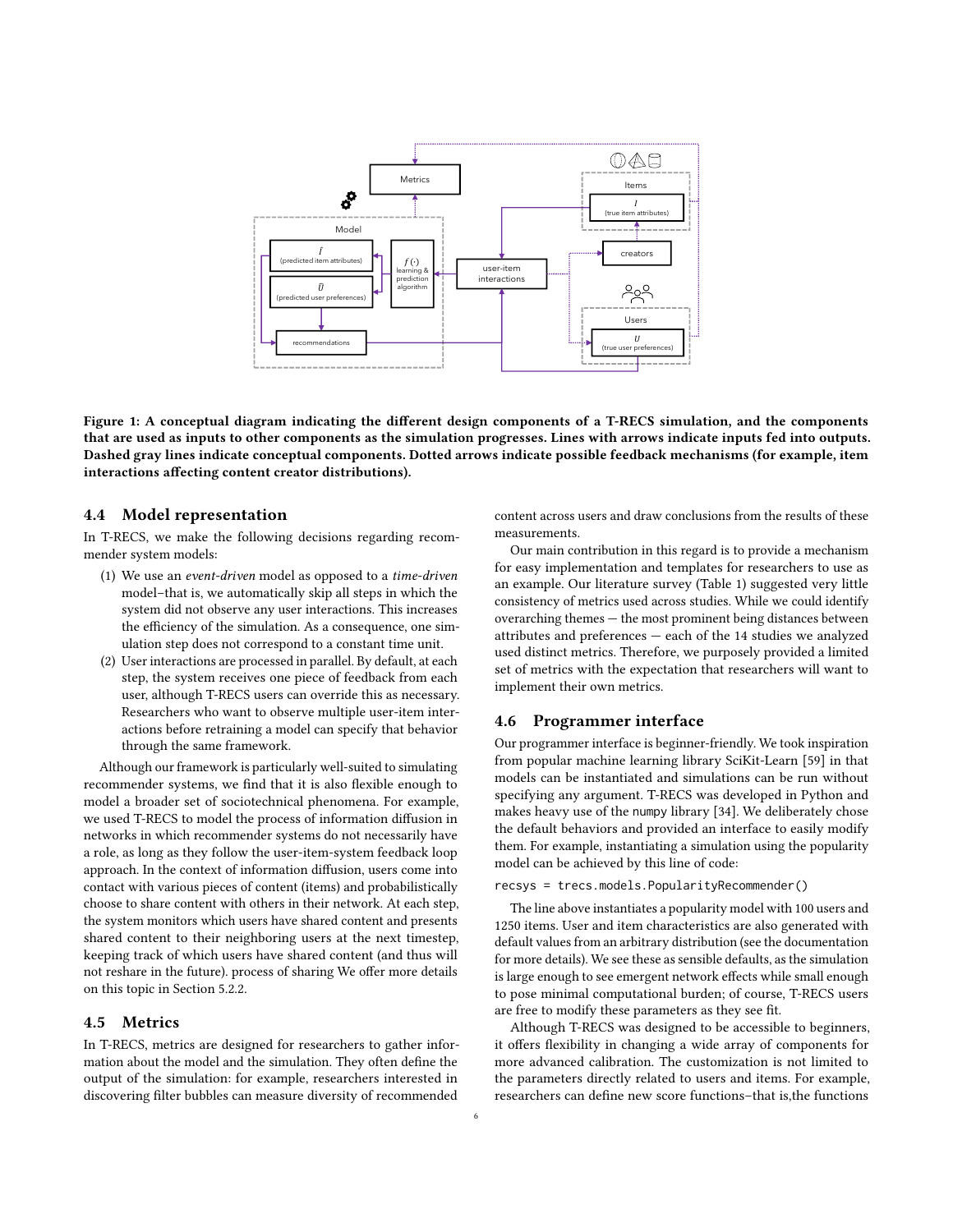Figure 1: A conceptual diagram indicating the different design components of a T-RECS simulation, and the components that are used as inputs to other components as the simulation progresses. Lines with arrows indicate inputs fed into outputs. Dashed gray lines indicate conceptual components. Dotted arrows indicate possible feedback mechanisms (for example, item interactions affecting content creator distributions).

## 4.4 Model representation

In T-RECS, we make the following decisions regarding recommender system models:

(1) We use an *event-driven* model as opposed to a *time-driven* model–that is, we automatically skip all steps in which the system did not observe any user interactions. This increases the efficiency of the simulation. As a consequence, one simulation step does not correspond to a constant time unit.

(2) User interactions are processed in parallel. By default, at each step, the system receives one piece of feedback from each user, although T-RECS users can override this as necessary. Researchers who want to observe multiple user-item interactions before retraining a model can specify that behavior through the same framework.

Although our framework is particularly well-suited to simulating recommender systems, we find that it is also flexible enough to model a broader set of sociotechnical phenomena. For example, we used T-RECS to model the process of information diffusion in networks in which recommender systems do not necessarily have a role, as long as they follow the user-item-system feedback loop approach. In the context of information diffusion, users come into contact with various pieces of content (items) and probabilistically choose to share content with others in their network. At each step, the system monitors which users have shared content and presents shared content to their neighboring users at the next timestep, keeping track of which users have shared content (and thus will not reshare in the future). process of sharing We offer more details on this topic in Section 5.2.2.

## 4.5 Metrics

In T-RECS, metrics are designed for researchers to gather information about the model and the simulation. They often define the output of the simulation: for example, researchers interested in discovering filter bubbles can measure diversity of recommended content across users and draw conclusions from the results of these measurements.

Our main contribution in this regard is to provide a mechanism for easy implementation and templates for researchers to use as an example. Our literature survey (Table 1) suggested very little consistency of metrics used across studies. While we could identify overarching themes — the most prominent being distances between attributes and preferences — each of the 14 studies we analyzed used distinct metrics. Therefore, we purposely provided a limited set of metrics with the expectation that researchers will want to implement their own metrics.

## 4.6 Programmer interface

Our programmer interface is beginner-friendly. We took inspiration from popular machine learning library SciKit-Learn [59] in that models can be instantiated and simulations can be run without specifying any argument. T-RECS was developed in Python and makes heavy use of the `numpy` library [34]. We deliberately chose the default behaviors and provided an interface to easily modify them. For example, instantiating a simulation using the popularity model can be achieved by this line of code:

```
recsys = trecs.models.PopularityRecommender()
```

The line above instantiates a popularity model with 100 users and 1250 items. User and item characteristics are also generated with default values from an arbitrary distribution (see the documentation for more details). We see these as sensible defaults, as the simulation is large enough to see emergent network effects while small enough to pose minimal computational burden; of course, T-RECS users are free to modify these parameters as they see fit.

Although T-RECS was designed to be accessible to beginners, it offers flexibility in changing a wide array of components for more advanced calibration. The customization is not limited to the parameters directly related to users and items. For example, researchers can define new score functions–that is,the functions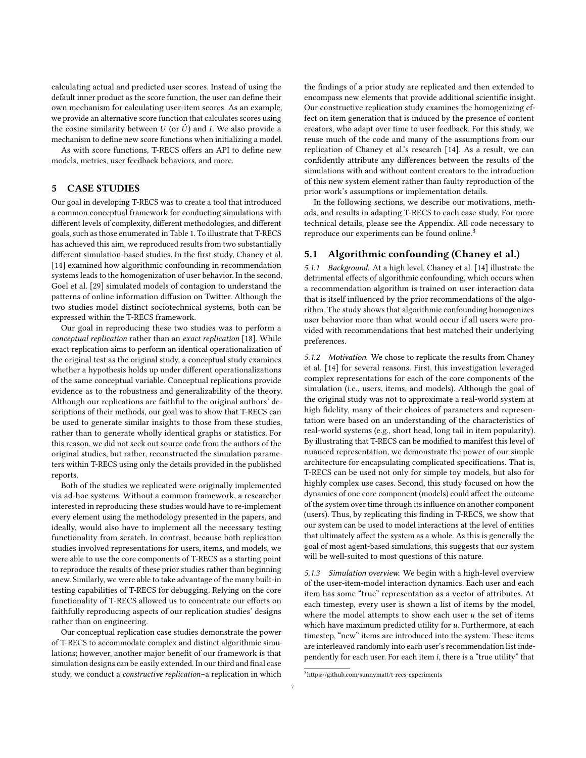calculating actual and predicted user scores. Instead of using the default inner product as the score function, the user can define their own mechanism for calculating user-item scores. As an example, we provide an alternative score function that calculates scores using the cosine similarity between $U$ (or $\hat{U}$) and $I$. We also provide a mechanism to define new score functions when initializing a model.

As with score functions, T-RECS offers an API to define new models, metrics, user feedback behaviors, and more.

## 5 CASE STUDIES

Our goal in developing T-RECS was to create a tool that introduced a common conceptual framework for conducting simulations with different levels of complexity, different methodologies, and different goals, such as those enumerated in Table 1. To illustrate that T-RECS has achieved this aim, we reproduced results from two substantially different simulation-based studies. In the first study, Chaney et al. [14] examined how algorithmic confounding in recommendation systems leads to the homogenization of user behavior. In the second, Goel et al. [29] simulated models of contagion to understand the patterns of online information diffusion on Twitter. Although the two studies model distinct sociotechnical systems, both can be expressed within the T-RECS framework.

Our goal in reproducing these two studies was to perform a *conceptual replication* rather than an *exact replication* [18]. While exact replication aims to perform an identical operationalization of the original test as the original study, a conceptual study examines whether a hypothesis holds up under different operationalizations of the same conceptual variable. Conceptual replications provide evidence as to the robustness and generalizability of the theory. Although our replications are faithful to the original authors' descriptions of their methods, our goal was to show that T-RECS can be used to generate similar insights to those from these studies, rather than to generate wholly identical graphs or statistics. For this reason, we did not seek out source code from the authors of the original studies, but rather, reconstructed the simulation parameters within T-RECS using only the details provided in the published reports.

Both of the studies we replicated were originally implemented via ad-hoc systems. Without a common framework, a researcher interested in reproducing these studies would have to re-implement every element using the methodology presented in the papers, and ideally, would also have to implement all the necessary testing functionality from scratch. In contrast, because both replication studies involved representations for users, items, and models, we were able to use the core components of T-RECS as a starting point to reproduce the results of these prior studies rather than beginning anew. Similarly, we were able to take advantage of the many built-in testing capabilities of T-RECS for debugging. Relying on the core functionality of T-RECS allowed us to concentrate our efforts on faithfully reproducing aspects of our replication studies' designs rather than on engineering.

Our conceptual replication case studies demonstrate the power of T-RECS to accommodate complex and distinct algorithmic simulations; however, another major benefit of our framework is that simulation designs can be easily extended. In our third and final case study, we conduct a *constructive replication*–a replication in which the findings of a prior study are replicated and then extended to encompass new elements that provide additional scientific insight. Our constructive replication study examines the homogenizing effect on item generation that is induced by the presence of content creators, who adapt over time to user feedback. For this study, we reuse much of the code and many of the assumptions from our replication of Chaney et al.'s research [14]. As a result, we can confidently attribute any differences between the results of the simulations with and without content creators to the introduction of this new system element rather than faulty reproduction of the prior work's assumptions or implementation details.

In the following sections, we describe our motivations, methods, and results in adapting T-RECS to each case study. For more technical details, please see the Appendix. All code necessary to reproduce our experiments can be found online.[3]

### 5.1 Algorithmic confounding (Chaney et al.)

*5.1.1 Background.* At a high level, Chaney et al. [14] illustrate the detrimental effects of algorithmic confounding, which occurs when a recommendation algorithm is trained on user interaction data that is itself influenced by the prior recommendations of the algorithm. The study shows that algorithmic confounding homogenizes user behavior more than what would occur if all users were provided with recommendations that best matched their underlying preferences.

*5.1.2 Motivation.* We chose to replicate the results from Chaney et al. [14] for several reasons. First, this investigation leveraged complex representations for each of the core components of the simulation (i.e., users, items, and models). Although the goal of the original study was not to approximate a real-world system at high fidelity, many of their choices of parameters and representation were based on an understanding of the characteristics of real-world systems (e.g., short head, long tail in item popularity). By illustrating that T-RECS can be modified to manifest this level of nuanced representation, we demonstrate the power of our simple architecture for encapsulating complicated specifications. That is, T-RECS can be used not only for simple toy models, but also for highly complex use cases. Second, this study focused on how the dynamics of one core component (models) could affect the outcome of the system over time through its influence on another component (users). Thus, by replicating this finding in T-RECS, we show that our system can be used to model interactions at the level of entities that ultimately affect the system as a whole. As this is generally the goal of most agent-based simulations, this suggests that our system will be well-suited to most questions of this nature.

*5.1.3 Simulation overview.* We begin with a high-level overview of the user-item-model interaction dynamics. Each user and each item has some "true" representation as a vector of attributes. At each timestep, every user is shown a list of items by the model, where the model attempts to show each user $u$ the set of items which have maximum predicted utility for $u$. Furthermore, at each timestep, "new" items are introduced into the system. These items are interleaved randomly into each user's recommendation list independently for each user. For each item $i$, there is a "true utility" that

[3] https://github.com/sunnymatt/t-recs-experiments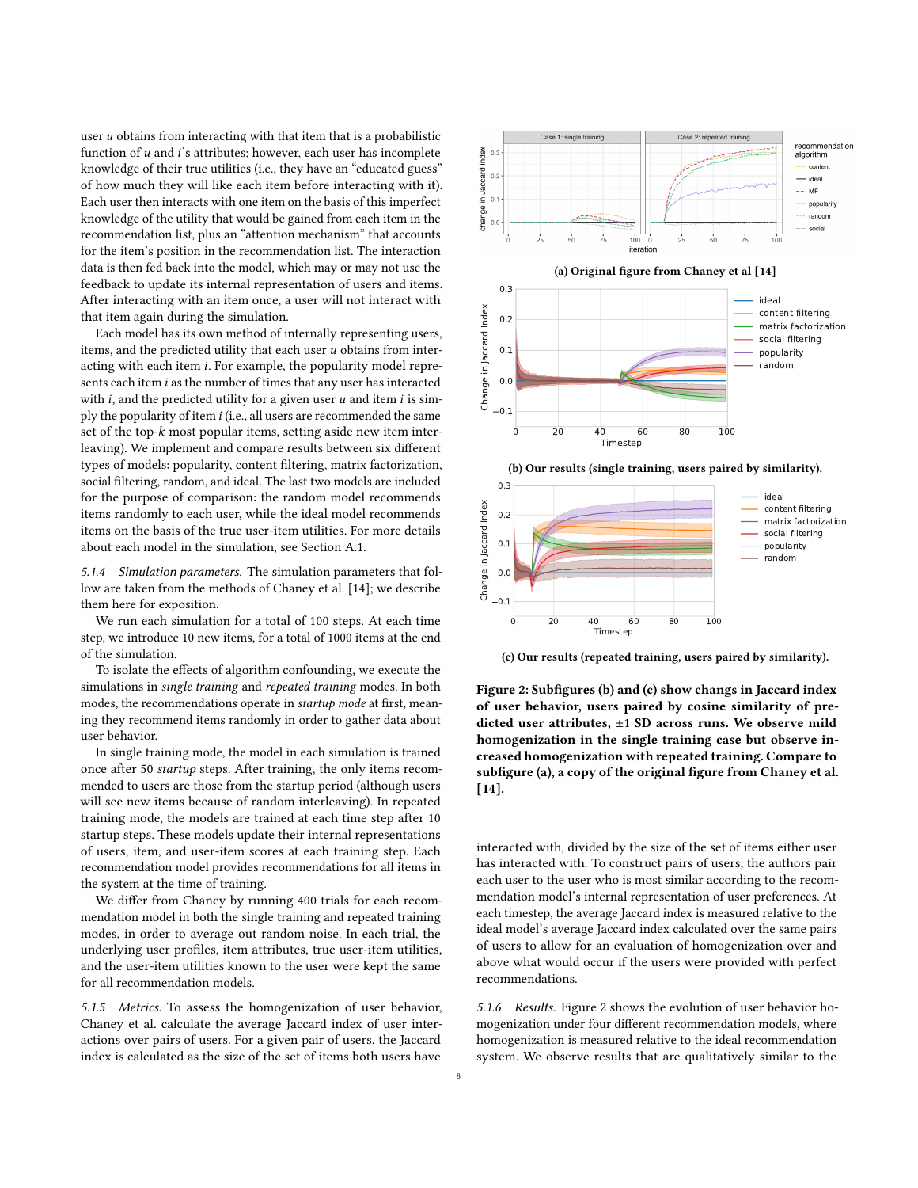user $u$ obtains from interacting with that item that is a probabilistic function of $u$ and $i$'s attributes; however, each user has incomplete knowledge of their true utilities (i.e., they have an "educated guess" of how much they will like each item before interacting with it). Each user then interacts with one item on the basis of this imperfect knowledge of the utility that would be gained from each item in the recommendation list, plus an "attention mechanism" that accounts for the item's position in the recommendation list. The interaction data is then fed back into the model, which may or may not use the feedback to update its internal representation of users and items. After interacting with an item once, a user will not interact with that item again during the simulation.

Each model has its own method of internally representing users, items, and the predicted utility that each user $u$ obtains from interacting with each item $i$. For example, the popularity model represents each item $i$ as the number of times that any user has interacted with $i$, and the predicted utility for a given user $u$ and item $i$ is simply the popularity of item $i$ (i.e., all users are recommended the same set of the top-$k$ most popular items, setting aside new item interleaving). We implement and compare results between six different types of models: popularity, content filtering, matrix factorization, social filtering, random, and ideal. The last two models are included for the purpose of comparison: the random model recommends items randomly to each user, while the ideal model recommends items on the basis of the true user-item utilities. For more details about each model in the simulation, see Section A.1.

*5.1.4 Simulation parameters.* The simulation parameters that follow are taken from the methods of Chaney et al. [14]; we describe them here for exposition.

We run each simulation for a total of 100 steps. At each time step, we introduce 10 new items, for a total of 1000 items at the end of the simulation.

To isolate the effects of algorithm confounding, we execute the simulations in *single training* and *repeated training* modes. In both modes, the recommendations operate in *startup mode* at first, meaning they recommend items randomly in order to gather data about user behavior.

In single training mode, the model in each simulation is trained once after 50 *startup* steps. After training, the only items recommended to users are those from the startup period (although users will see new items because of random interleaving). In repeated training mode, the models are trained at each time step after 10 startup steps. These models update their internal representations of users, item, and user-item scores at each training step. Each recommendation model provides recommendations for all items in the system at the time of training.

We differ from Chaney by running 400 trials for each recommendation model in both the single training and repeated training modes, in order to average out random noise. In each trial, the underlying user profiles, item attributes, true user-item utilities, and the user-item utilities known to the user were kept the same for all recommendation models.

*5.1.5 Metrics.* To assess the homogenization of user behavior, Chaney et al. calculate the average Jaccard index of user interactions over pairs of users. For a given pair of users, the Jaccard index is calculated as the size of the set of items both users have interacted with, divided by the size of the set of items either user has interacted with. To construct pairs of users, the authors pair each user to the user who is most similar according to the recommendation model's internal representation of user preferences. At each timestep, the average Jaccard index is measured relative to the ideal model's average Jaccard index calculated over the same pairs of users to allow for an evaluation of homogenization over and above what would occur if the users were provided with perfect recommendations.

**(a) Original figure from Chaney et al [14]**

**(b) Our results (single training, users paired by similarity).**

**(c) Our results (repeated training, users paired by similarity).**

**Figure 2: Subfigures (b) and (c) show changs in Jaccard index of user behavior, users paired by cosine similarity of predicted user attributes, ±1 SD across runs. We observe mild homogenization in the single training case but observe increased homogenization with repeated training. Compare to subfigure (a), a copy of the original figure from Chaney et al. [14].**

*5.1.6 Results.* Figure 2 shows the evolution of user behavior homogenization under four different recommendation models, where homogenization is measured relative to the ideal recommendation system. We observe results that are qualitatively similar to the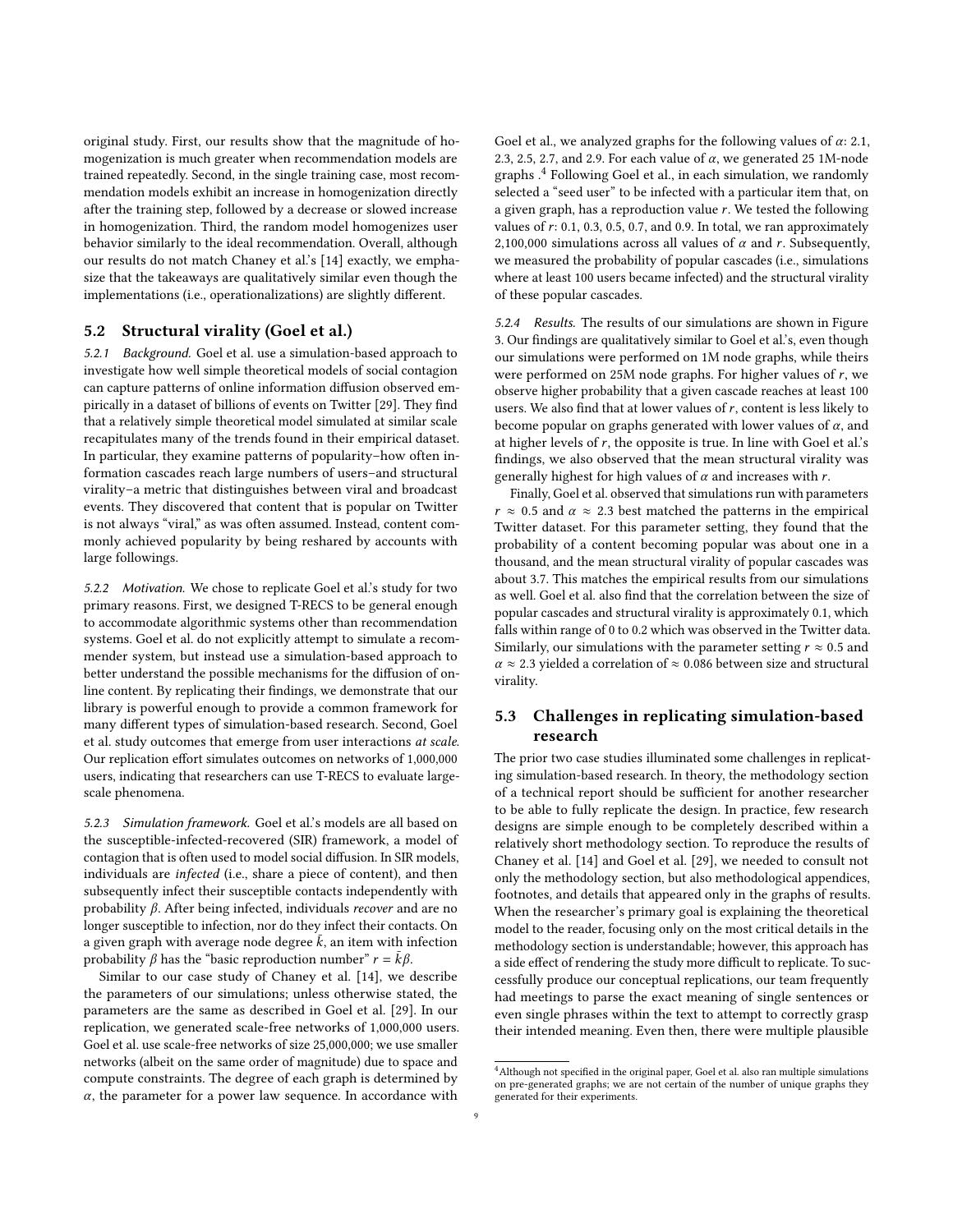original study. First, our results show that the magnitude of homogenization is much greater when recommendation models are trained repeatedly. Second, in the single training case, most recommendation models exhibit an increase in homogenization directly after the training step, followed by a decrease or slowed increase in homogenization. Third, the random model homogenizes user behavior similarly to the ideal recommendation. Overall, although our results do not match Chaney et al.'s [14] exactly, we emphasize that the takeaways are qualitatively similar even though the implementations (i.e., operationalizations) are slightly different.

## 5.2 Structural virality (Goel et al.)

*5.2.1 Background.* Goel et al. use a simulation-based approach to investigate how well simple theoretical models of social contagion can capture patterns of online information diffusion observed empirically in a dataset of billions of events on Twitter [29]. They find that a relatively simple theoretical model simulated at similar scale recapitulates many of the trends found in their empirical dataset. In particular, they examine patterns of popularity–how often information cascades reach large numbers of users–and structural virality–a metric that distinguishes between viral and broadcast events. They discovered that content that is popular on Twitter is not always "viral," as was often assumed. Instead, content commonly achieved popularity by being reshared by accounts with large followings.

*5.2.2 Motivation.* We chose to replicate Goel et al.'s study for two primary reasons. First, we designed T-RECS to be general enough to accommodate algorithmic systems other than recommendation systems. Goel et al. do not explicitly attempt to simulate a recommender system, but instead use a simulation-based approach to better understand the possible mechanisms for the diffusion of online content. By replicating their findings, we demonstrate that our library is powerful enough to provide a common framework for many different types of simulation-based research. Second, Goel et al. study outcomes that emerge from user interactions *at scale*. Our replication effort simulates outcomes on networks of 1,000,000 users, indicating that researchers can use T-RECS to evaluate large-scale phenomena.

*5.2.3 Simulation framework.* Goel et al.'s models are all based on the susceptible-infected-recovered (SIR) framework, a model of contagion that is often used to model social diffusion. In SIR models, individuals are *infected* (i.e., share a piece of content), and then subsequently infect their susceptible contacts independently with probability $\beta$. After being infected, individuals *recover* and are no longer susceptible to infection, nor do they infect their contacts. On a given graph with average node degree $\bar{k}$, an item with infection probability $\beta$ has the "basic reproduction number" $r = \bar{k}\beta$.

Similar to our case study of Chaney et al. [14], we describe the parameters of our simulations; unless otherwise stated, the parameters are the same as described in Goel et al. [29]. In our replication, we generated scale-free networks of 1,000,000 users. Goel et al. use scale-free networks of size 25,000,000; we use smaller networks (albeit on the same order of magnitude) due to space and compute constraints. The degree of each graph is determined by $\alpha$, the parameter for a power law sequence. In accordance with Goel et al., we analyzed graphs for the following values of $\alpha$: 2.1, 2.3, 2.5, 2.7, and 2.9. For each value of $\alpha$, we generated 25 1M-node graphs .[4] Following Goel et al., in each simulation, we randomly selected a "seed user" to be infected with a particular item that, on a given graph, has a reproduction value $r$. We tested the following values of $r$: 0.1, 0.3, 0.5, 0.7, and 0.9. In total, we ran approximately 2,100,000 simulations across all values of $\alpha$ and $r$. Subsequently, we measured the probability of popular cascades (i.e., simulations where at least 100 users became infected) and the structural virality of these popular cascades.

*5.2.4 Results.* The results of our simulations are shown in Figure 3. Our findings are qualitatively similar to Goel et al.'s, even though our simulations were performed on 1M node graphs, while theirs were performed on 25M node graphs. For higher values of $r$, we observe higher probability that a given cascade reaches at least 100 users. We also find that at lower values of $r$, content is less likely to become popular on graphs generated with lower values of $\alpha$, and at higher levels of $r$, the opposite is true. In line with Goel et al.'s findings, we also observed that the mean structural virality was generally highest for high values of $\alpha$ and increases with $r$.

Finally, Goel et al. observed that simulations run with parameters $r \approx 0.5$ and $\alpha \approx 2.3$ best matched the patterns in the empirical Twitter dataset. For this parameter setting, they found that the probability of a content becoming popular was about one in a thousand, and the mean structural virality of popular cascades was about 3.7. This matches the empirical results from our simulations as well. Goel et al. also find that the correlation between the size of popular cascades and structural virality is approximately 0.1, which falls within range of 0 to 0.2 which was observed in the Twitter data. Similarly, our simulations with the parameter setting $r \approx 0.5$ and $\alpha \approx 2.3$ yielded a correlation of $\approx 0.086$ between size and structural virality.

## 5.3 Challenges in replicating simulation-based research

The prior two case studies illuminated some challenges in replicating simulation-based research. In theory, the methodology section of a technical report should be sufficient for another researcher to be able to fully replicate the design. In practice, few research designs are simple enough to be completely described within a relatively short methodology section. To reproduce the results of Chaney et al. [14] and Goel et al. [29], we needed to consult not only the methodology section, but also methodological appendices, footnotes, and details that appeared only in the graphs of results. When the researcher's primary goal is explaining the theoretical model to the reader, focusing only on the most critical details in the methodology section is understandable; however, this approach has a side effect of rendering the study more difficult to replicate. To successfully produce our conceptual replications, our team frequently had meetings to parse the exact meaning of single sentences or even single phrases within the text to attempt to correctly grasp their intended meaning. Even then, there were multiple plausible

[4]Although not specified in the original paper, Goel et al. also ran multiple simulations on pre-generated graphs; we are not certain of the number of unique graphs they generated for their experiments.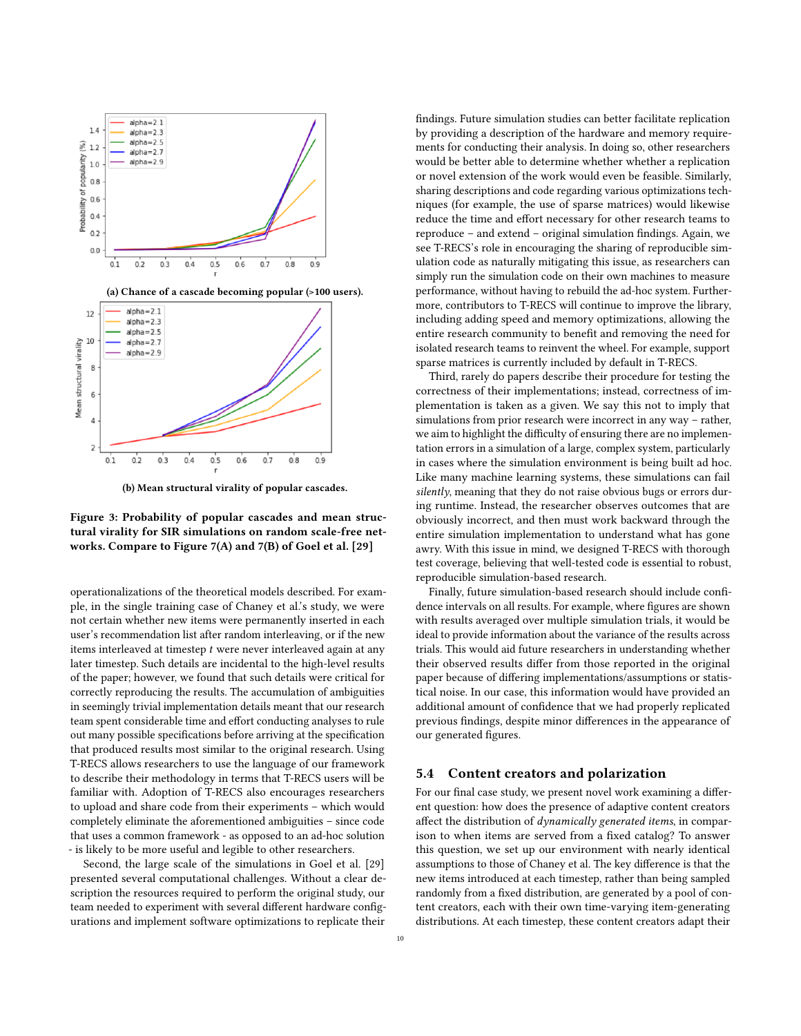(a) Chance of a cascade becoming popular (>100 users).

(b) Mean structural virality of popular cascades.

**Figure 3: Probability of popular cascades and mean structural virality for SIR simulations on random scale-free networks. Compare to Figure 7(A) and 7(B) of Goel et al. [29]**

operationalizations of the theoretical models described. For example, in the single training case of Chaney et al.'s study, we were not certain whether new items were permanently inserted in each user's recommendation list after random interleaving, or if the new items interleaved at timestep $t$ were never interleaved again at any later timestep. Such details are incidental to the high-level results of the paper; however, we found that such details were critical for correctly reproducing the results. The accumulation of ambiguities in seemingly trivial implementation details meant that our research team spent considerable time and effort conducting analyses to rule out many possible specifications before arriving at the specification that produced results most similar to the original research. Using T-RECS allows researchers to use the language of our framework to describe their methodology in terms that T-RECS users will be familiar with. Adoption of T-RECS also encourages researchers to upload and share code from their experiments – which would completely eliminate the aforementioned ambiguities – since code that uses a common framework - as opposed to an ad-hoc solution - is likely to be more useful and legible to other researchers.

Second, the large scale of the simulations in Goel et al. [29] presented several computational challenges. Without a clear description the resources required to perform the original study, our team needed to experiment with several different hardware configurations and implement software optimizations to replicate their findings. Future simulation studies can better facilitate replication by providing a description of the hardware and memory requirements for conducting their analysis. In doing so, other researchers would be better able to determine whether whether a replication or novel extension of the work would even be feasible. Similarly, sharing descriptions and code regarding various optimizations techniques (for example, the use of sparse matrices) would likewise reduce the time and effort necessary for other research teams to reproduce – and extend – original simulation findings. Again, we see T-RECS's role in encouraging the sharing of reproducible simulation code as naturally mitigating this issue, as researchers can simply run the simulation code on their own machines to measure performance, without having to rebuild the ad-hoc system. Furthermore, contributors to T-RECS will continue to improve the library, including adding speed and memory optimizations, allowing the entire research community to benefit and removing the need for isolated research teams to reinvent the wheel. For example, support sparse matrices is currently included by default in T-RECS.

Third, rarely do papers describe their procedure for testing the correctness of their implementations; instead, correctness of implementation is taken as a given. We say this not to imply that simulations from prior research were incorrect in any way – rather, we aim to highlight the difficulty of ensuring there are no implementation errors in a simulation of a large, complex system, particularly in cases where the simulation environment is being built ad hoc. Like many machine learning systems, these simulations can fail *silently*, meaning that they do not raise obvious bugs or errors during runtime. Instead, the researcher observes outcomes that are obviously incorrect, and then must work backward through the entire simulation implementation to understand what has gone awry. With this issue in mind, we designed T-RECS with thorough test coverage, believing that well-tested code is essential to robust, reproducible simulation-based research.

Finally, future simulation-based research should include confidence intervals on all results. For example, where figures are shown with results averaged over multiple simulation trials, it would be ideal to provide information about the variance of the results across trials. This would aid future researchers in understanding whether their observed results differ from those reported in the original paper because of differing implementations/assumptions or statistical noise. In our case, this information would have provided an additional amount of confidence that we had properly replicated previous findings, despite minor differences in the appearance of our generated figures.

## 5.4 Content creators and polarization

For our final case study, we present novel work examining a different question: how does the presence of adaptive content creators affect the distribution of *dynamically generated items*, in comparison to when items are served from a fixed catalog? To answer this question, we set up our environment with nearly identical assumptions to those of Chaney et al. The key difference is that the new items introduced at each timestep, rather than being sampled randomly from a fixed distribution, are generated by a pool of content creators, each with their own time-varying item-generating distributions. At each timestep, these content creators adapt their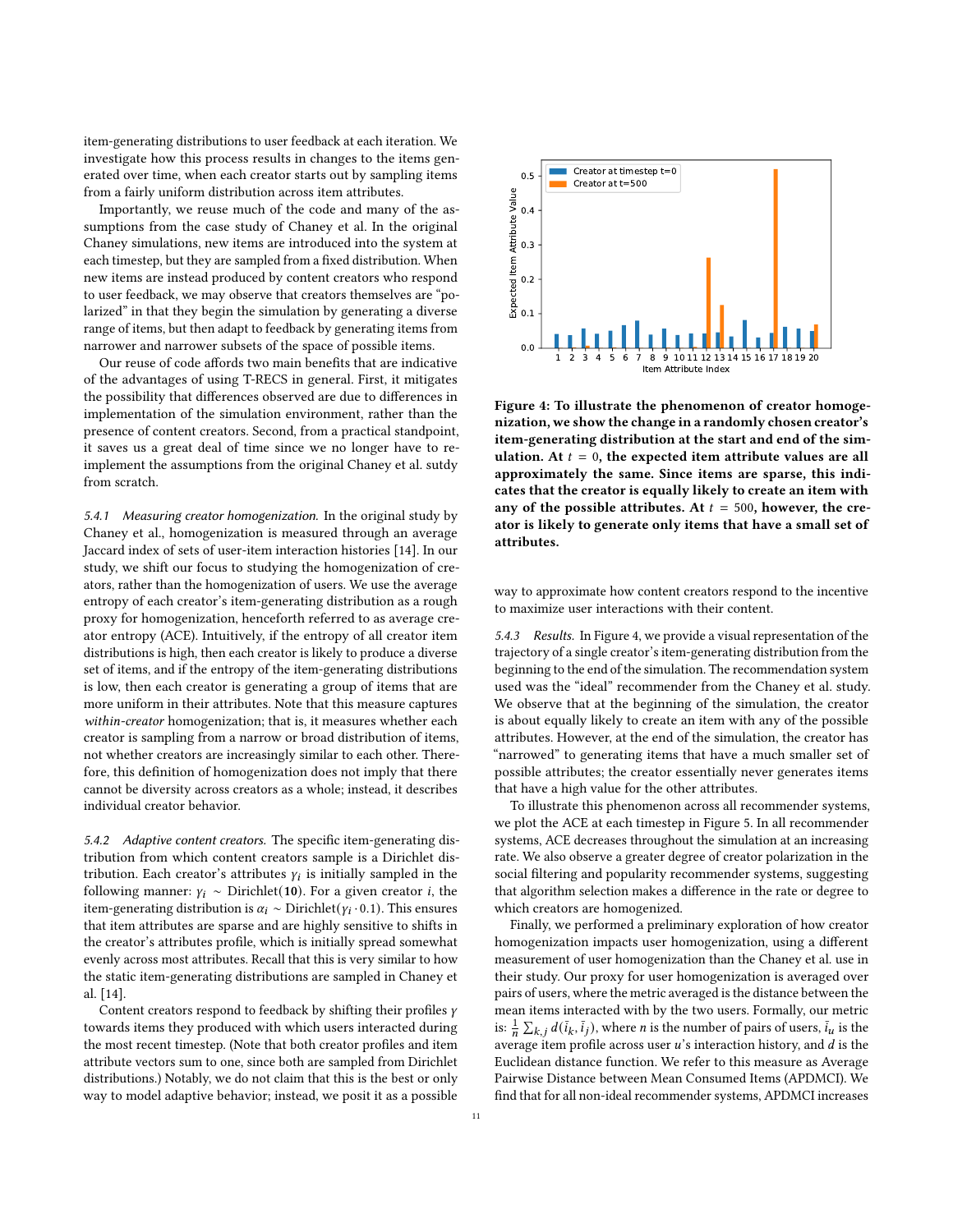item-generating distributions to user feedback at each iteration. We investigate how this process results in changes to the items generated over time, when each creator starts out by sampling items from a fairly uniform distribution across item attributes.

Importantly, we reuse much of the code and many of the assumptions from the case study of Chaney et al. In the original Chaney simulations, new items are introduced into the system at each timestep, but they are sampled from a fixed distribution. When new items are instead produced by content creators who respond to user feedback, we may observe that creators themselves are "polarized" in that they begin the simulation by generating a diverse range of items, but then adapt to feedback by generating items from narrower and narrower subsets of the space of possible items.

Our reuse of code affords two main benefits that are indicative of the advantages of using T-RECS in general. First, it mitigates the possibility that differences observed are due to differences in implementation of the simulation environment, rather than the presence of content creators. Second, from a practical standpoint, it saves us a great deal of time since we no longer have to re-implement the assumptions from the original Chaney et al. sutdy from scratch.

*5.4.1 Measuring creator homogenization.* In the original study by Chaney et al., homogenization is measured through an average Jaccard index of sets of user-item interaction histories [14]. In our study, we shift our focus to studying the homogenization of creators, rather than the homogenization of users. We use the average entropy of each creator's item-generating distribution as a rough proxy for homogenization, henceforth referred to as average creator entropy (ACE). Intuitively, if the entropy of all creator item distributions is high, then each creator is likely to produce a diverse set of items, and if the entropy of the item-generating distributions is low, then each creator is generating a group of items that are more uniform in their attributes. Note that this measure captures *within-creator* homogenization; that is, it measures whether each creator is sampling from a narrow or broad distribution of items, not whether creators are increasingly similar to each other. Therefore, this definition of homogenization does not imply that there cannot be diversity across creators as a whole; instead, it describes individual creator behavior.

*5.4.2 Adaptive content creators.* The specific item-generating distribution from which content creators sample is a Dirichlet distribution. Each creator's attributes $\gamma_i$ is initially sampled in the following manner: $\gamma_i \sim \text{Dirichlet}(\mathbf{10})$. For a given creator $i$, the item-generating distribution is $\alpha_i \sim \text{Dirichlet}(\gamma_i \cdot 0.1)$. This ensures that item attributes are sparse and are highly sensitive to shifts in the creator's attributes profile, which is initially spread somewhat evenly across most attributes. Recall that this is very similar to how the static item-generating distributions are sampled in Chaney et al. [14].

Content creators respond to feedback by shifting their profiles $\gamma$ towards items they produced with which users interacted during the most recent timestep. (Note that both creator profiles and item attribute vectors sum to one, since both are sampled from Dirichlet distributions.) Notably, we do not claim that this is the best or only way to model adaptive behavior; instead, we posit it as a possible way to approximate how content creators respond to the incentive to maximize user interactions with their content.

**Figure 4: To illustrate the phenomenon of creator homogenization, we show the change in a randomly chosen creator's item-generating distribution at the start and end of the simulation. At $t = 0$, the expected item attribute values are all approximately the same. Since items are sparse, this indicates that the creator is equally likely to create an item with any of the possible attributes. At $t = 500$, however, the creator is likely to generate only items that have a small set of attributes.**

*5.4.3 Results.* In Figure 4, we provide a visual representation of the trajectory of a single creator's item-generating distribution from the beginning to the end of the simulation. The recommendation system used was the "ideal" recommender from the Chaney et al. study. We observe that at the beginning of the simulation, the creator is about equally likely to create an item with any of the possible attributes. However, at the end of the simulation, the creator has "narrowed" to generating items that have a much smaller set of possible attributes; the creator essentially never generates items that have a high value for the other attributes.

To illustrate this phenomenon across all recommender systems, we plot the ACE at each timestep in Figure 5. In all recommender systems, ACE decreases throughout the simulation at an increasing rate. We also observe a greater degree of creator polarization in the social filtering and popularity recommender systems, suggesting that algorithm selection makes a difference in the rate or degree to which creators are homogenized.

Finally, we performed a preliminary exploration of how creator homogenization impacts user homogenization, using a different measurement of user homogenization than the Chaney et al. use in their study. Our proxy for user homogenization is averaged over pairs of users, where the metric averaged is the distance between the mean items interacted with by the two users. Formally, our metric is: $\frac{1}{n}\sum_{k,j} d(\bar{i}_k, \bar{i}_j)$, where $n$ is the number of pairs of users, $\bar{i}_u$ is the average item profile across user $u$'s interaction history, and $d$ is the Euclidean distance function. We refer to this measure as Average Pairwise Distance between Mean Consumed Items (APDMCI). We find that for all non-ideal recommender systems, APDMCI increases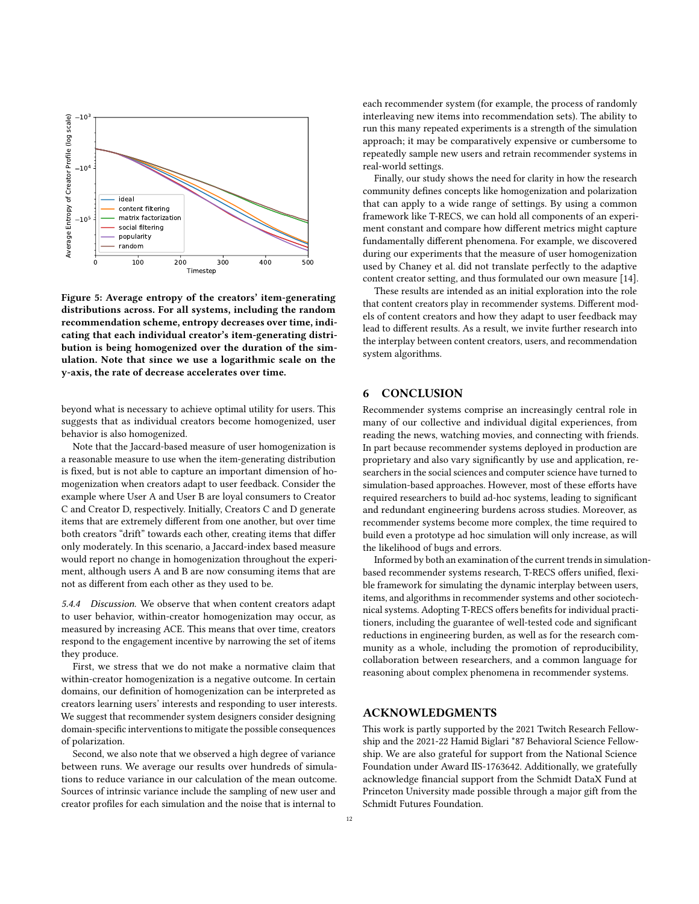Figure 5: Average entropy of the creators' item-generating distributions across. For all systems, including the random recommendation scheme, entropy decreases over time, indicating that each individual creator's item-generating distribution is being homogenized over the duration of the simulation. Note that since we use a logarithmic scale on the y-axis, the rate of decrease accelerates over time.

beyond what is necessary to achieve optimal utility for users. This suggests that as individual creators become homogenized, user behavior is also homogenized.

Note that the Jaccard-based measure of user homogenization is a reasonable measure to use when the item-generating distribution is fixed, but is not able to capture an important dimension of homogenization when creators adapt to user feedback. Consider the example where User A and User B are loyal consumers to Creator C and Creator D, respectively. Initially, Creators C and D generate items that are extremely different from one another, but over time both creators "drift" towards each other, creating items that differ only moderately. In this scenario, a Jaccard-index based measure would report no change in homogenization throughout the experiment, although users A and B are now consuming items that are not as different from each other as they used to be.

*5.4.4 Discussion.* We observe that when content creators adapt to user behavior, within-creator homogenization may occur, as measured by increasing ACE. This means that over time, creators respond to the engagement incentive by narrowing the set of items they produce.

First, we stress that we do not make a normative claim that within-creator homogenization is a negative outcome. In certain domains, our definition of homogenization can be interpreted as creators learning users' interests and responding to user interests. We suggest that recommender system designers consider designing domain-specific interventions to mitigate the possible consequences of polarization.

Second, we also note that we observed a high degree of variance between runs. We average our results over hundreds of simulations to reduce variance in our calculation of the mean outcome. Sources of intrinsic variance include the sampling of new user and creator profiles for each simulation and the noise that is internal to each recommender system (for example, the process of randomly interleaving new items into recommendation sets). The ability to run this many repeated experiments is a strength of the simulation approach; it may be comparatively expensive or cumbersome to repeatedly sample new users and retrain recommender systems in real-world settings.

Finally, our study shows the need for clarity in how the research community defines concepts like homogenization and polarization that can apply to a wide range of settings. By using a common framework like T-RECS, we can hold all components of an experiment constant and compare how different metrics might capture fundamentally different phenomena. For example, we discovered during our experiments that the measure of user homogenization used by Chaney et al. did not translate perfectly to the adaptive content creator setting, and thus formulated our own measure [14].

These results are intended as an initial exploration into the role that content creators play in recommender systems. Different models of content creators and how they adapt to user feedback may lead to different results. As a result, we invite further research into the interplay between content creators, users, and recommendation system algorithms.

## 6 CONCLUSION

Recommender systems comprise an increasingly central role in many of our collective and individual digital experiences, from reading the news, watching movies, and connecting with friends. In part because recommender systems deployed in production are proprietary and also vary significantly by use and application, researchers in the social sciences and computer science have turned to simulation-based approaches. However, most of these efforts have required researchers to build ad-hoc systems, leading to significant and redundant engineering burdens across studies. Moreover, as recommender systems become more complex, the time required to build even a prototype ad hoc simulation will only increase, as will the likelihood of bugs and errors.

Informed by both an examination of the current trends in simulation-based recommender systems research, T-RECS offers unified, flexible framework for simulating the dynamic interplay between users, items, and algorithms in recommender systems and other sociotechnical systems. Adopting T-RECS offers benefits for individual practitioners, including the guarantee of well-tested code and significant reductions in engineering burden, as well as for the research community as a whole, including the promotion of reproducibility, collaboration between researchers, and a common language for reasoning about complex phenomena in recommender systems.

## ACKNOWLEDGMENTS

This work is partly supported by the 2021 Twitch Research Fellowship and the 2021-22 Hamid Biglari *87 Behavioral Science Fellowship. We are also grateful for support from the National Science Foundation under Award IIS-1763642. Additionally, we gratefully acknowledge financial support from the Schmidt DataX Fund at Princeton University made possible through a major gift from the Schmidt Futures Foundation.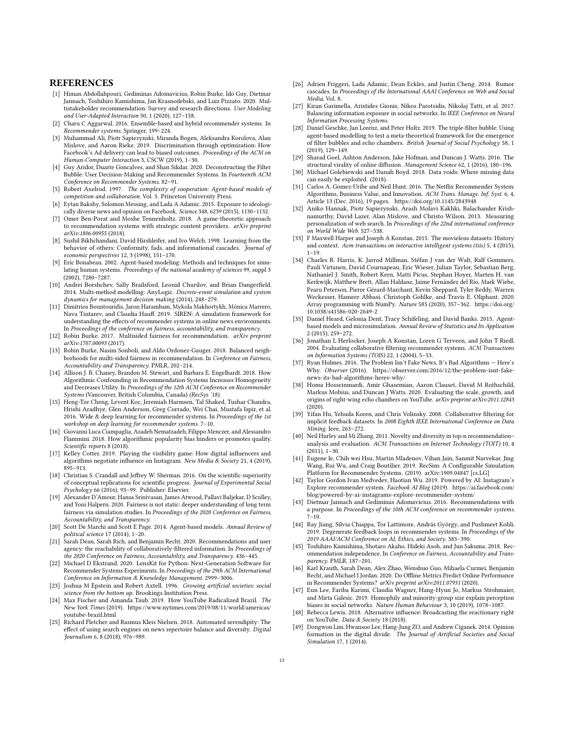## REFERENCES

[1] Himan Abdollahpouri, Gediminas Adomavicius, Robin Burke, Ido Guy, Dietmar Jannach, Toshihiro Kamishima, Jan Krasnodebski, and Luiz Pizzato. 2020. Multistakeholder recommendation: Survey and research directions. *User Modeling and User-Adapted Interaction* 30, 1 (2020), 127–158.

[2] Charu C Aggarwal. 2016. Ensemble-based and hybrid recommender systems. In *Recommender systems*. Springer, 199–224.

[3] Muhammad Ali, Piotr Sapiezynski, Miranda Bogen, Aleksandra Korolova, Alan Mislove, and Aaron Rieke. 2019. Discrimination through optimization: How Facebook's Ad delivery can lead to biased outcomes. *Proceedings of the ACM on Human-Computer Interaction* 3, CSCW (2019), 1–30.

[4] Guy Aridor, Duarte Goncalves, and Shan Sikdar. 2020. Deconstructing the Filter Bubble: User Decision-Making and Recommender Systems. In *Fourteenth ACM Conference on Recommender Systems*. 82–91.

[5] Robert Axelrod. 1997. *The complexity of cooperation: Agent-based models of competition and collaboration*. Vol. 3. Princeton University Press.

[6] Eytan Bakshy, Solomon Messing, and Lada A Adamic. 2015. Exposure to ideologically diverse news and opinion on Facebook. *Science* 348, 6239 (2015), 1130–1132.

[7] Omer Ben-Porat and Moshe Tennenholtz. 2018. A game-theoretic approach to recommendation systems with strategic content providers. *arXiv preprint arXiv:1806.00955* (2018).

[8] Sushil Bikhchandani, David Hirshleifer, and Ivo Welch. 1998. Learning from the behavior of others: Conformity, fads, and informational cascades. *Journal of economic perspectives* 12, 3 (1998), 151–170.

[9] Eric Bonabeau. 2002. Agent-based modeling: Methods and techniques for simulating human systems. *Proceedings of the national academy of sciences* 99, suppl 3 (2002), 7280–7287.

[10] Andrei Borshchev, Sally Brailsford, Leonid Churilov, and Brian Dangerfield. 2014. Multi-method modelling: AnyLogic. *Discrete-event simulation and system dynamics for management decision making* (2014), 248–279.

[11] Dimitrios Bountouridis, Jaron Harambam, Mykola Makhortykh, Mónica Marrero, Nava Tintarev, and Claudia Hauff. 2019. SIREN: A simulation framework for understanding the effects of recommender systems in online news environments. In *Proceedings of the conference on fairness, accountability, and transparency*.

[12] Robin Burke. 2017. Multisided fairness for recommendation. *arXiv preprint arXiv:1707.00093* (2017).

[13] Robin Burke, Nasim Sonboli, and Aldo Ordonez-Gauger. 2018. Balanced neighborhoods for multi-sided fairness in recommendation. In *Conference on Fairness, Accountability and Transparency*. PMLR, 202–214.

[14] Allison J. B. Chaney, Brandon M. Stewart, and Barbara E. Engelhardt. 2018. How Algorithmic Confounding in Recommendation Systems Increases Homogeneity and Decreases Utility. In *Proceedings of the 12th ACM Conference on Recommender Systems* (Vancouver, British Columbia, Canada) *(RecSys '18)*.

[15] Heng-Tze Cheng, Levent Koc, Jeremiah Harmsen, Tal Shaked, Tushar Chandra, Hrishi Aradhye, Glen Anderson, Greg Corrado, Wei Chai, Mustafa Ispir, et al. 2016. Wide & deep learning for recommender systems. In *Proceedings of the 1st workshop on deep learning for recommender systems*. 7–10.

[16] Giovanni Luca Ciampaglia, Azadeh Nematzadeh, Filippo Menczer, and Alessandro Flammini. 2018. How algorithmic popularity bias hinders or promotes quality. *Scientific reports* 8 (2018).

[17] Kelley Cotter. 2019. Playing the visibility game: How digital influencers and algorithms negotiate influence on Instagram. *New Media & Society* 21, 4 (2019), 895–913.

[18] Christian S. Crandall and Jeffrey W. Sherman. 2016. On the scientific superiority of conceptual replications for scientific progress. *Journal of Experimental Social Psychology* 66 (2016), 93–99. Publisher: Elsevier.

[19] Alexander D'Amour, Hansa Srinivasan, James Atwood, Pallavi Baljekar, D Sculley, and Yoni Halpern. 2020. Fairness is not static: deeper understanding of long term fairness via simulation studies. In *Proceedings of the 2020 Conference on Fairness, Accountability, and Transparency*.

[20] Scott De Marchi and Scott E Page. 2014. Agent-based models. *Annual Review of political science* 17 (2014), 1–20.

[21] Sarah Dean, Sarah Rich, and Benjamin Recht. 2020. Recommendations and user agency: the reachability of collaboratively-filtered information. In *Proceedings of the 2020 Conference on Fairness, Accountability, and Transparency*. 436–445.

[22] Michael D Ekstrand. 2020. LensKit for Python: Next-Generation Software for Recommender Systems Experiments. In *Proceedings of the 29th ACM International Conference on Information & Knowledge Management*. 2999–3006.

[23] Joshua M Epstein and Robert Axtell. 1996. *Growing artificial societies: social science from the bottom up*. Brookings Institution Press.

[24] Max Fischer and Amanda Taub. 2019. How YouTube Radicalized Brazil. *The New York Times* (2019). https://www.nytimes.com/2019/08/11/world/americas/youtube-brazil.html

[25] Richard Fletcher and Rasmus Kleis Nielsen. 2018. Automated serendipity: The effect of using search engines on news repertoire balance and diversity. *Digital Journalism* 6, 8 (2018), 976–989.

[26] Adrien Friggeri, Lada Adamic, Dean Eckles, and Justin Cheng. 2014. Rumor cascades. In *Proceedings of the International AAAI Conference on Web and Social Media*, Vol. 8.

[27] Kiran Garimella, Aristides Gionis, Nikos Parotsidis, Nikolaj Tatti, et al. 2017. Balancing information exposure in social networks. In *IEEE Conference on Neural Information Processing Systems*.

[28] Daniel Geschke, Jan Lorenz, and Peter Holtz. 2019. The triple-filter bubble: Using agent-based modelling to test a meta-theoretical framework for the emergence of filter bubbles and echo chambers. *British Journal of Social Psychology* 58, 1 (2019), 129–149.

[29] Sharad Goel, Ashton Anderson, Jake Hofman, and Duncan J. Watts. 2016. The structural virality of online diffusion. *Management Science* 62, 1 (2016), 180–196.

[30] Michael Golebiewski and Danah Boyd. 2018. Data voids: Where missing data can easily be exploited. (2018).

[31] Carlos A. Gomez-Uribe and Neil Hunt. 2016. The Netflix Recommender System: Algorithms, Business Value, and Innovation. *ACM Trans. Manage. Inf. Syst.* 6, 4, Article 13 (Dec. 2016), 19 pages. https://doi.org/10.1145/2843948

[32] Aniko Hannak, Piotr Sapiezynski, Arash Molavi Kakhki, Balachander Krishnamurthy, David Lazer, Alan Mislove, and Christo Wilson. 2013. Measuring personalization of web search. In *Proceedings of the 22nd international conference on World Wide Web*. 527–538.

[33] F Maxwell Harper and Joseph A Konstan. 2015. The movielens datasets: History and context. *Acm transactions on interactive intelligent systems (tiis)* 5, 4 (2015), 1–19.

[34] Charles R. Harris, K. Jarrod Millman, Stéfan J van der Walt, Ralf Gommers, Pauli Virtanen, David Cournapeau, Eric Wieser, Julian Taylor, Sebastian Berg, Nathaniel J. Smith, Robert Kern, Matti Picus, Stephan Hoyer, Marten H. van Kerkwijk, Matthew Brett, Allan Haldane, Jaime Fernández del Río, Mark Wiebe, Pearu Peterson, Pierre Gérard-Marchant, Kevin Sheppard, Tyler Reddy, Warren Weckesser, Hameer Abbasi, Christoph Gohlke, and Travis E. Oliphant. 2020. Array programming with NumPy. *Nature* 585 (2020), 357–362. https://doi.org/10.1038/s41586-020-2649-2

[35] Daniel Heard, Gelonia Dent, Tracy Schifeling, and David Banks. 2015. Agent-based models and microsimulation. *Annual Review of Statistics and Its Application* 2 (2015), 259–272.

[36] Jonathan L Herlocker, Joseph A Konstan, Loren G Terveen, and John T Riedl. 2004. Evaluating collaborative filtering recommender systems. *ACM Transactions on Information Systems (TOIS)* 22, 1 (2004), 5–53.

[37] Ryan Holmes. 2016. The Problem Isn't Fake News, It's Bad Algorithms — Here's Why. *Observer* (2016). https://observer.com/2016/12/the-problem-isnt-fake-news-its-bad-algorithms-heres-why/

[38] Homa Hosseinmardi, Amir Ghasemian, Aaron Clauset, David M Rothschild, Markus Mobius, and Duncan J Watts. 2020. Evaluating the scale, growth, and origins of right-wing echo chambers on YouTube. *arXiv preprint arXiv:2011.12843* (2020).

[39] Yifan Hu, Yehuda Koren, and Chris Volinsky. 2008. Collaborative filtering for implicit feedback datasets. In *2008 Eighth IEEE International Conference on Data Mining*. Ieee, 263–272.

[40] Neil Hurley and Mi Zhang. 2011. Novelty and diversity in top-n recommendation–analysis and evaluation. *ACM Transactions on Internet Technology (TOIT)* 10, 4 (2011), 1–30.

[41] Eugene Ie, Chih wei Hsu, Martin Mladenov, Vihan Jain, Sanmit Narvekar, Jing Wang, Rui Wu, and Craig Boutilier. 2019. RecSim: A Configurable Simulation Platform for Recommender Systems. (2019). arXiv:1909.04847 [cs.LG]

[42] Taylor Gordon Ivan Medvedev, Haotian Wu. 2019. Powered by AI: Instagram's Explore recommender system. *Facebook AI Blog* (2019). https://ai.facebook.com/blog/powered-by-ai-instagrams-explore-recommender-system/

[43] Dietmar Jannach and Gediminas Adomavicius. 2016. Recommendations with a purpose. In *Proceedings of the 10th ACM conference on recommender systems*. 7–10.

[44] Ray Jiang, Silvia Chiappa, Tor Lattimore, András György, and Pushmeet Kohli. 2019. Degenerate feedback loops in recommender systems. In *Proceedings of the 2019 AAAI/ACM Conference on AI, Ethics, and Society*. 383–390.

[45] Toshihiro Kamishima, Shotaro Akaho, Hideki Asoh, and Jun Sakuma. 2018. Recommendation independence. In *Conference on Fairness, Accountability and Transparency*. PMLR, 187–201.

[46] Karl Krauth, Sarah Dean, Alex Zhao, Wenshuo Guo, Mihaela Curmei, Benjamin Recht, and Michael I Jordan. 2020. Do Offline Metrics Predict Online Performance in Recommender Systems? *arXiv preprint arXiv:2011.07931* (2020).

[47] Eun Lee, Fariba Karimi, Claudia Wagner, Hang-Hyun Jo, Markus Strohmaier, and Mirta Galesic. 2019. Homophily and minority-group size explain perception biases in social networks. *Nature Human Behaviour* 3, 10 (2019), 1078–1087.

[48] Rebecca Lewis. 2018. Alternative influence: Broadcasting the reactionary right on YouTube. *Data & Society* 18 (2018).

[49] Dongwon Lim, Hwansoo Lee, Hang-Jung ZO, and Andrew Ciganek. 2014. Opinion formation in the digital divide. *The Journal of Artificial Societies and Social Simulation* 17, 1 (2014).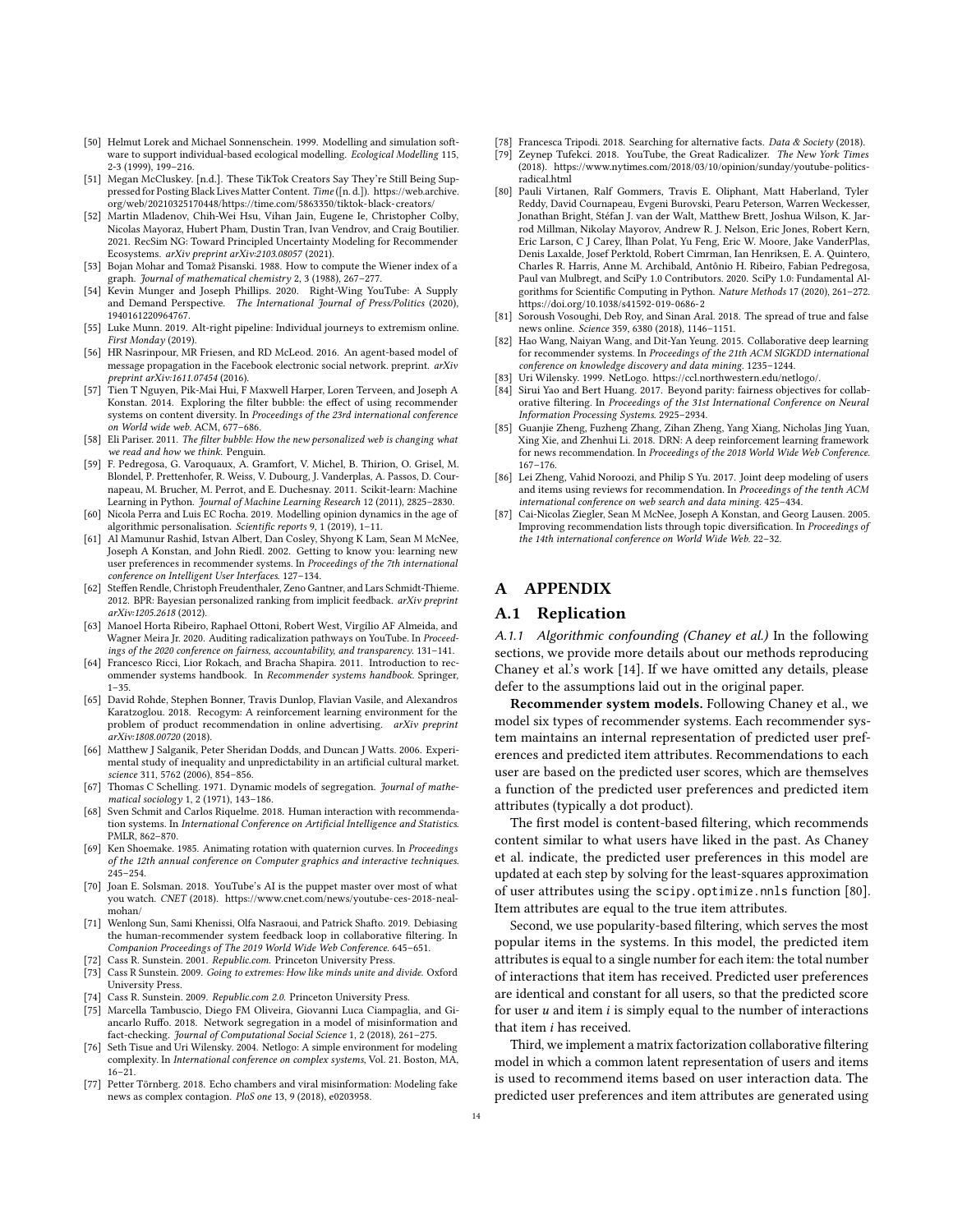[50] Helmut Lorek and Michael Sonnenschein. 1999. Modelling and simulation software to support individual-based ecological modelling. *Ecological Modelling* 115, 2-3 (1999), 199–216.

[51] Megan McCluskey. [n.d.]. These TikTok Creators Say They're Still Being Suppressed for Posting Black Lives Matter Content. *Time* ([n. d.]). https://web.archive.org/web/20210325170448/https://time.com/5863350/tiktok-black-creators/

[52] Martin Mladenov, Chih-Wei Hsu, Vihan Jain, Eugene Ie, Christopher Colby, Nicolas Mayoraz, Hubert Pham, Dustin Tran, Ivan Vendrov, and Craig Boutilier. 2021. RecSim NG: Toward Principled Uncertainty Modeling for Recommender Ecosystems. *arXiv preprint arXiv:2103.08057* (2021).

[53] Bojan Mohar and Tomaž Pisanski. 1988. How to compute the Wiener index of a graph. *Journal of mathematical chemistry* 2, 3 (1988), 267–277.

[54] Kevin Munger and Joseph Phillips. 2020. Right-Wing YouTube: A Supply and Demand Perspective. *The International Journal of Press/Politics* (2020), 1940161220964767.

[55] Luke Munn. 2019. Alt-right pipeline: Individual journeys to extremism online. *First Monday* (2019).

[56] HR Nasrinpour, MR Friesen, and RD McLeod. 2016. An agent-based model of message propagation in the Facebook electronic social network. preprint. *arXiv preprint arXiv:1611.07454* (2016).

[57] Tien T Nguyen, Pik-Mai Hui, F Maxwell Harper, Loren Terveen, and Joseph A Konstan. 2014. Exploring the filter bubble: the effect of using recommender systems on content diversity. In *Proceedings of the 23rd international conference on World wide web*. ACM, 677–686.

[58] Eli Pariser. 2011. *The filter bubble: How the new personalized web is changing what we read and how we think.* Penguin.

[59] F. Pedregosa, G. Varoquaux, A. Gramfort, V. Michel, B. Thirion, O. Grisel, M. Blondel, P. Prettenhofer, R. Weiss, V. Dubourg, J. Vanderplas, A. Passos, D. Cournapeau, M. Brucher, M. Perrot, and E. Duchesnay. 2011. Scikit-learn: Machine Learning in Python. *Journal of Machine Learning Research* 12 (2011), 2825–2830.

[60] Nicola Perra and Luis EC Rocha. 2019. Modelling opinion dynamics in the age of algorithmic personalisation. *Scientific reports* 9, 1 (2019), 1–11.

[61] Al Mamunur Rashid, Istvan Albert, Dan Cosley, Shyong K Lam, Sean M McNee, Joseph A Konstan, and John Riedl. 2002. Getting to know you: learning new user preferences in recommender systems. In *Proceedings of the 7th international conference on Intelligent User Interfaces*. 127–134.

[62] Steffen Rendle, Christoph Freudenthaler, Zeno Gantner, and Lars Schmidt-Thieme. 2012. BPR: Bayesian personalized ranking from implicit feedback. *arXiv preprint arXiv:1205.2618* (2012).

[63] Manoel Horta Ribeiro, Raphael Ottoni, Robert West, Virgílio AF Almeida, and Wagner Meira Jr. 2020. Auditing radicalization pathways on YouTube. In *Proceedings of the 2020 conference on fairness, accountability, and transparency*. 131–141.

[64] Francesco Ricci, Lior Rokach, and Bracha Shapira. 2011. Introduction to recommender systems handbook. In *Recommender systems handbook*. Springer, 1–35.

[65] David Rohde, Stephen Bonner, Travis Dunlop, Flavian Vasile, and Alexandros Karatzoglou. 2018. Recogym: A reinforcement learning environment for the problem of product recommendation in online advertising. *arXiv preprint arXiv:1808.00720* (2018).

[66] Matthew J Salganik, Peter Sheridan Dodds, and Duncan J Watts. 2006. Experimental study of inequality and unpredictability in an artificial cultural market. *science* 311, 5762 (2006), 854–856.

[67] Thomas C Schelling. 1971. Dynamic models of segregation. *Journal of mathematical sociology* 1, 2 (1971), 143–186.

[68] Sven Schmit and Carlos Riquelme. 2018. Human interaction with recommendation systems. In *International Conference on Artificial Intelligence and Statistics*. PMLR, 862–870.

[69] Ken Shoemake. 1985. Animating rotation with quaternion curves. In *Proceedings of the 12th annual conference on Computer graphics and interactive techniques*. 245–254.

[70] Joan E. Solsman. 2018. YouTube's AI is the puppet master over most of what you watch. *CNET* (2018). https://www.cnet.com/news/youtube-ces-2018-neal-mohan/

[71] Wenlong Sun, Sami Khenissi, Olfa Nasraoui, and Patrick Shafto. 2019. Debiasing the human-recommender system feedback loop in collaborative filtering. In *Companion Proceedings of The 2019 World Wide Web Conference*. 645–651.

[72] Cass R Sunstein. 2001. *Republic.com*. Princeton University Press.

[73] Cass R Sunstein. 2009. *Going to extremes: How like minds unite and divide*. Oxford University Press.

[74] Cass R Sunstein. 2009. *Republic.com 2.0*. Princeton University Press.

[75] Marcella Tambuscio, Diego FM Oliveira, Giovanni Luca Ciampaglia, and Giancarlo Ruffo. 2018. Network segregation in a model of misinformation and fact-checking. *Journal of Computational Social Science* 1, 2 (2018), 261–275.

[76] Seth Tisue and Uri Wilensky. 2004. Netlogo: A simple environment for modeling complexity. In *International conference on complex systems*, Vol. 21. Boston, MA, 16–21.

[77] Petter Törnberg. 2018. Echo chambers and viral misinformation: Modeling fake news as complex contagion. *PloS one* 13, 9 (2018), e0203958.

[78] Francesca Tripodi. 2018. Searching for alternative facts. *Data & Society* (2018).

[79] Zeynep Tufekci. 2018. YouTube, the Great Radicalizer. *The New York Times* (2018). https://www.nytimes.com/2018/03/10/opinion/sunday/youtube-politics-radical.html

[80] Pauli Virtanen, Ralf Gommers, Travis E. Oliphant, Matt Haberland, Tyler Reddy, David Cournapeau, Evgeni Burovski, Pearu Peterson, Warren Weckesser, Jonathan Bright, Stéfan J. van der Walt, Matthew Brett, Joshua Wilson, K. Jarrod Millman, Nikolay Mayorov, Andrew R. J. Nelson, Eric Jones, Robert Kern, Eric Larson, C J Carey, İlhan Polat, Yu Feng, Eric W. Moore, Jake VanderPlas, Denis Laxalde, Josef Perktold, Robert Cimrman, Ian Henriksen, E. A. Quintero, Charles R. Harris, Anne M. Archibald, Antônio H. Ribeiro, Fabian Pedregosa, Paul van Mulbregt, and SciPy 1.0 Contributors. 2020. SciPy 1.0: Fundamental Algorithms for Scientific Computing in Python. *Nature Methods* 17 (2020), 261–272. https://doi.org/10.1038/s41592-019-0686-2

[81] Soroush Vosoughi, Deb Roy, and Sinan Aral. 2018. The spread of true and false news online. *Science* 359, 6380 (2018), 1146–1151.

[82] Hao Wang, Naiyan Wang, and Dit-Yan Yeung. 2015. Collaborative deep learning for recommender systems. In *Proceedings of the 21th ACM SIGKDD international conference on knowledge discovery and data mining*. 1235–1244.

[83] Uri Wilensky. 1999. NetLogo. https://ccl.northwestern.edu/netlogo/.

[84] Sirui Yao and Bert Huang. 2017. Beyond parity: fairness objectives for collaborative filtering. In *Proceedings of the 31st International Conference on Neural Information Processing Systems*. 2925–2934.

[85] Guanjie Zheng, Fuzheng Zhang, Zihan Zheng, Yang Xiang, Nicholas Jing Yuan, Xing Xie, and Zhenhui Li. 2018. DRN: A deep reinforcement learning framework for news recommendation. In *Proceedings of the 2018 World Wide Web Conference*. 167–176.

[86] Lei Zheng, Vahid Noroozi, and Philip S Yu. 2017. Joint deep modeling of users and items using reviews for recommendation. In *Proceedings of the tenth ACM international conference on web search and data mining*. 425–434.

[87] Cai-Nicolas Ziegler, Sean M McNee, Joseph A Konstan, and Georg Lausen. 2005. Improving recommendation lists through topic diversification. In *Proceedings of the 14th international conference on World Wide Web*. 22–32.

# A APPENDIX

## A.1 Replication

*A.1.1 Algorithmic confounding (Chaney et al.)* In the following sections, we provide more details about our methods reproducing Chaney et al.'s work [14]. If we have omitted any details, please defer to the assumptions laid out in the original paper.

**Recommender system models.** Following Chaney et al., we model six types of recommender systems. Each recommender system maintains an internal representation of predicted user preferences and predicted item attributes. Recommendations to each user are based on the predicted user scores, which are themselves a function of the predicted user preferences and predicted item attributes (typically a dot product).

The first model is content-based filtering, which recommends content similar to what users have liked in the past. As Chaney et al. indicate, the predicted user preferences in this model are updated at each step by solving for the least-squares approximation of user attributes using the `scipy.optimize.nnls` function [80]. Item attributes are equal to the true item attributes.

Second, we use popularity-based filtering, which serves the most popular items in the systems. In this model, the predicted item attributes is equal to a single number for each item: the total number of interactions that item has received. Predicted user preferences are identical and constant for all users, so that the predicted score for user $u$ and item $i$ is simply equal to the number of interactions that item $i$ has received.

Third, we implement a matrix factorization collaborative filtering model in which a common latent representation of users and items is used to recommend items based on user interaction data. The predicted user preferences and item attributes are generated using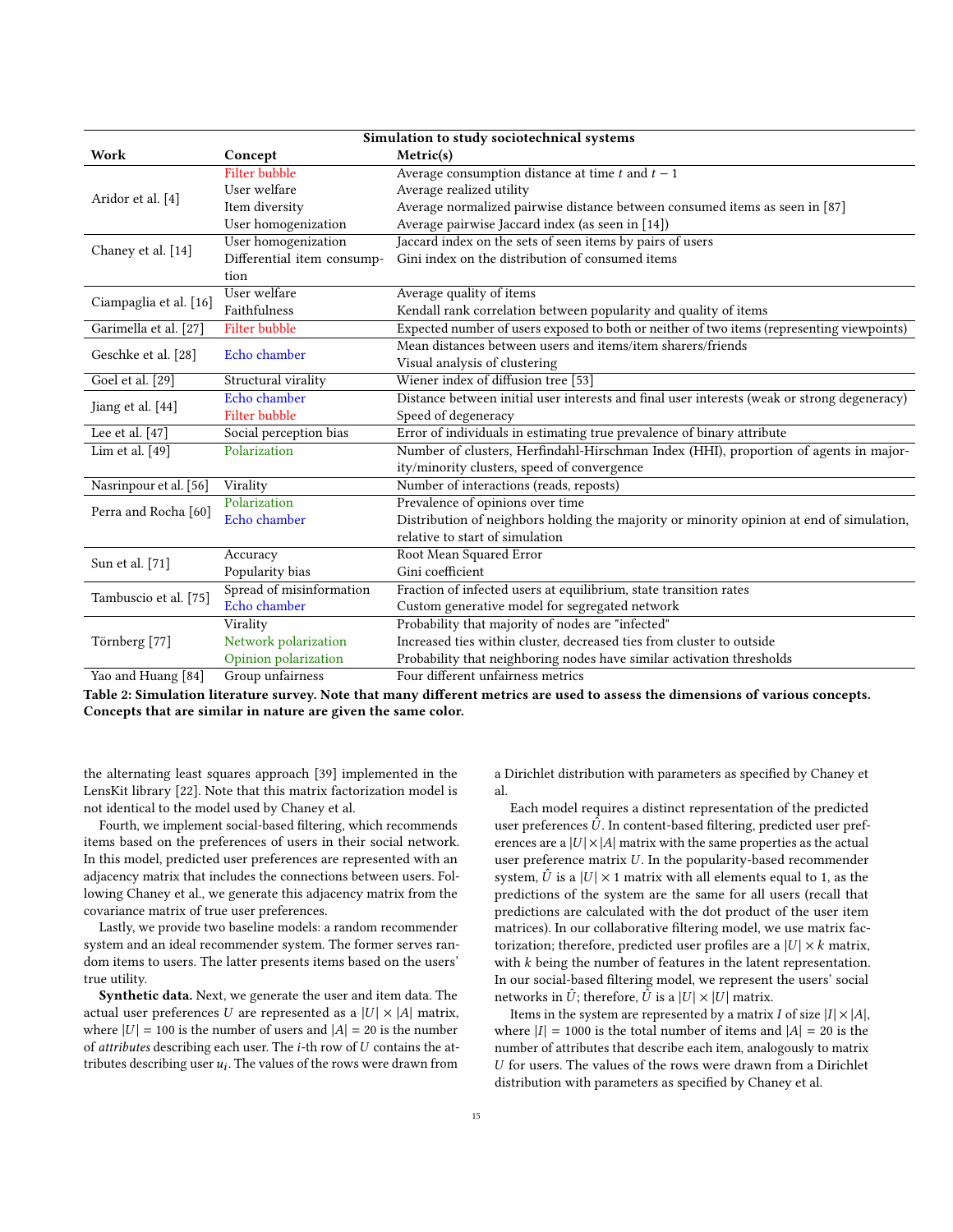| Simulation to study sociotechnical systems | | |
|---|---|---|
| **Work** | **Concept** | **Metric(s)** |
| Aridor et al. [4] | Filter bubble | Average consumption distance at time $t$ and $t-1$ |
| | User welfare | Average realized utility |
| | Item diversity | Average normalized pairwise distance between consumed items as seen in [87] |
| | User homogenization | Average pairwise Jaccard index (as seen in [14]) |
| Chaney et al. [14] | User homogenization | Jaccard index on the sets of seen items by pairs of users |
| | Differential item consumption | Gini index on the distribution of consumed items |
| Ciampaglia et al. [16] | User welfare | Average quality of items |
| | Faithfulness | Kendall rank correlation between popularity and quality of items |
| Garimella et al. [27] | Filter bubble | Expected number of users exposed to both or neither of two items (representing viewpoints) |
| Geschke et al. [28] | Echo chamber | Mean distances between users and items/item sharers/friends |
| | | Visual analysis of clustering |
| Goel et al. [29] | Structural virality | Wiener index of diffusion tree [53] |
| Jiang et al. [44] | Echo chamber | Distance between initial user interests and final user interests (weak or strong degeneracy) |
| | Filter bubble | Speed of degeneracy |
| Lee et al. [47] | Social perception bias | Error of individuals in estimating true prevalence of binary attribute |
| Lim et al. [49] | Polarization | Number of clusters, Herfindahl-Hirschman Index (HHI), proportion of agents in majority/minority clusters, speed of convergence |
| Nasrinpour et al. [56] | Virality | Number of interactions (reads, reposts) |
| Perra and Rocha [60] | Polarization | Prevalence of opinions over time |
| | Echo chamber | Distribution of neighbors holding the majority or minority opinion at end of simulation, relative to start of simulation |
| Sun et al. [71] | Accuracy | Root Mean Squared Error |
| | Popularity bias | Gini coefficient |
| Tambuscio et al. [75] | Spread of misinformation | Fraction of infected users at equilibrium, state transition rates |
| | Echo chamber | Custom generative model for segregated network |
| Törnberg [77] | Virality | Probability that majority of nodes are "infected" |
| | Network polarization | Increased ties within cluster, decreased ties from cluster to outside |
| | Opinion polarization | Probability that neighboring nodes have similar activation thresholds |
| Yao and Huang [84] | Group unfairness | Four different unfairness metrics |

**Table 2: Simulation literature survey. Note that many different metrics are used to assess the dimensions of various concepts. Concepts that are similar in nature are given the same color.**

the alternating least squares approach [39] implemented in the LensKit library [22]. Note that this matrix factorization model is not identical to the model used by Chaney et al.

Fourth, we implement social-based filtering, which recommends items based on the preferences of users in their social network. In this model, predicted user preferences are represented with an adjacency matrix that includes the connections between users. Following Chaney et al., we generate this adjacency matrix from the covariance matrix of true user preferences.

Lastly, we provide two baseline models: a random recommender system and an ideal recommender system. The former serves random items to users. The latter presents items based on the users' true utility.

**Synthetic data.** Next, we generate the user and item data. The actual user preferences $U$ are represented as a $|U| \times |A|$ matrix, where $|U| = 100$ is the number of users and $|A| = 20$ is the number of *attributes* describing each user. The $i$-th row of $U$ contains the attributes describing user $u_i$. The values of the rows were drawn from a Dirichlet distribution with parameters as specified by Chaney et al.

Each model requires a distinct representation of the predicted user preferences $\hat{U}$. In content-based filtering, predicted user preferences are a $|U| \times |A|$ matrix with the same properties as the actual user preference matrix $U$. In the popularity-based recommender system, $\hat{U}$ is a $|U| \times 1$ matrix with all elements equal to 1, as the predictions of the system are the same for all users (recall that predictions are calculated with the dot product of the user item matrices). In our collaborative filtering model, we use matrix factorization; therefore, predicted user profiles are a $|U| \times k$ matrix, with $k$ being the number of features in the latent representation. In our social-based filtering model, we represent the users' social networks in $\hat{U}$; therefore, $\hat{U}$ is a $|U| \times |U|$ matrix.

Items in the system are represented by a matrix $I$ of size $|I| \times |A|$, where $|I| = 1000$ is the total number of items and $|A| = 20$ is the number of attributes that describe each item, analogously to matrix $U$ for users. The values of the rows were drawn from a Dirichlet distribution with parameters as specified by Chaney et al.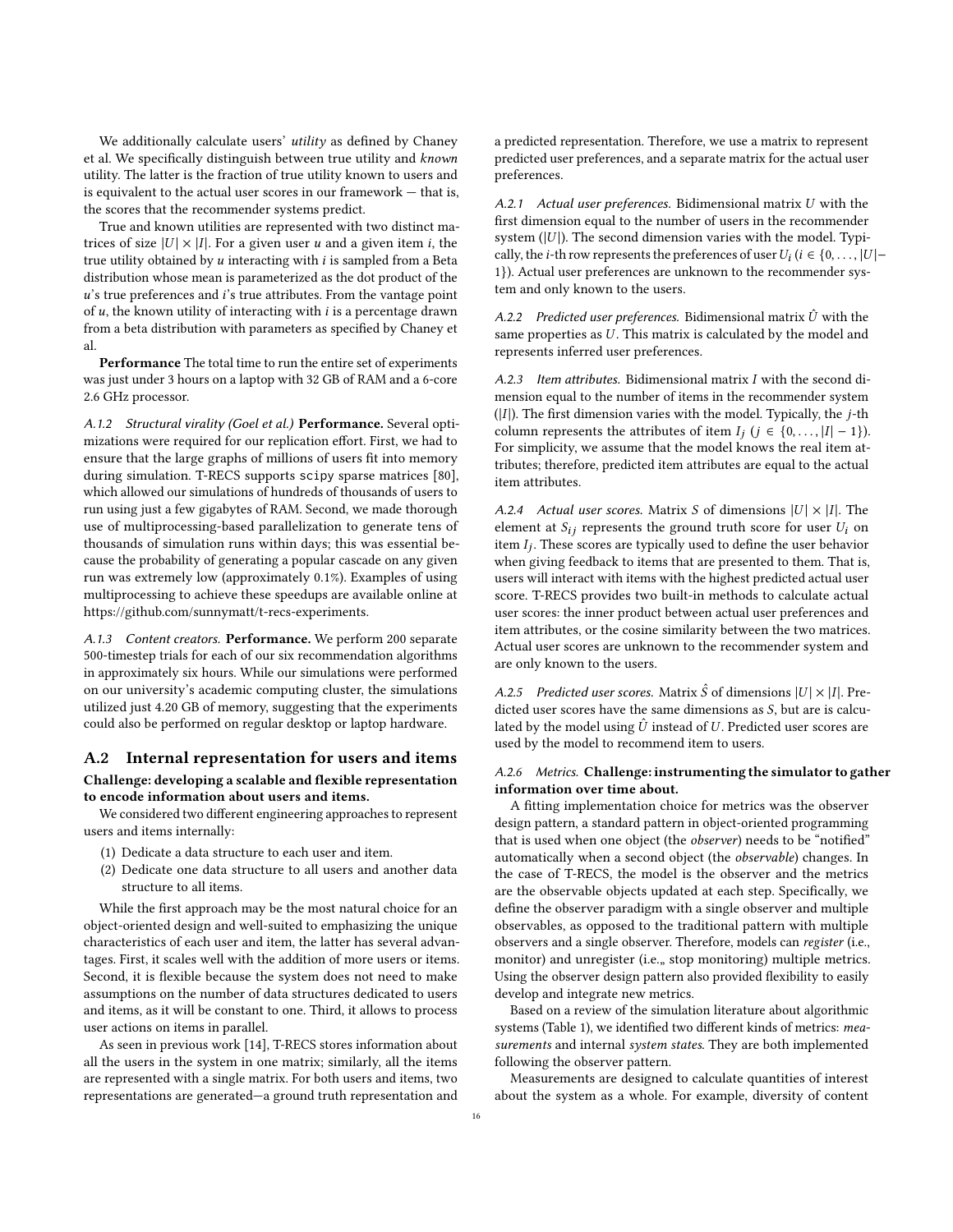We additionally calculate users' *utility* as defined by Chaney et al. We specifically distinguish between true utility and *known* utility. The latter is the fraction of true utility known to users and is equivalent to the actual user scores in our framework — that is, the scores that the recommender systems predict.

True and known utilities are represented with two distinct matrices of size $|U| \times |I|$. For a given user $u$ and a given item $i$, the true utility obtained by $u$ interacting with $i$ is sampled from a Beta distribution whose mean is parameterized as the dot product of the $u$'s true preferences and $i$'s true attributes. From the vantage point of $u$, the known utility of interacting with $i$ is a percentage drawn from a beta distribution with parameters as specified by Chaney et al.

**Performance** The total time to run the entire set of experiments was just under 3 hours on a laptop with 32 GB of RAM and a 6-core 2.6 GHz processor.

*A.1.2 Structural virality (Goel et al.)* **Performance.** Several optimizations were required for our replication effort. First, we had to ensure that the large graphs of millions of users fit into memory during simulation. T-RECS supports scipy sparse matrices [80], which allowed our simulations of hundreds of thousands of users to run using just a few gigabytes of RAM. Second, we made thorough use of multiprocessing-based parallelization to generate tens of thousands of simulation runs within days; this was essential because the probability of generating a popular cascade on any given run was extremely low (approximately 0.1%). Examples of using multiprocessing to achieve these speedups are available online at https://github.com/sunnymatt/t-recs-experiments.

*A.1.3 Content creators.* **Performance.** We perform 200 separate 500-timestep trials for each of our six recommendation algorithms in approximately six hours. While our simulations were performed on our university's academic computing cluster, the simulations utilized just 4.20 GB of memory, suggesting that the experiments could also be performed on regular desktop or laptop hardware.

## A.2 Internal representation for users and items

**Challenge: developing a scalable and flexible representation to encode information about users and items.**

We considered two different engineering approaches to represent users and items internally:

1. Dedicate a data structure to each user and item.
2. Dedicate one data structure to all users and another data structure to all items.

While the first approach may be the most natural choice for an object-oriented design and well-suited to emphasizing the unique characteristics of each user and item, the latter has several advantages. First, it scales well with the addition of more users or items. Second, it is flexible because the system does not need to make assumptions on the number of data structures dedicated to users and items, as it will be constant to one. Third, it allows to process user actions on items in parallel.

As seen in previous work [14], T-RECS stores information about all the users in the system in one matrix; similarly, all the items are represented with a single matrix. For both users and items, two representations are generated—a ground truth representation and a predicted representation. Therefore, we use a matrix to represent predicted user preferences, and a separate matrix for the actual user preferences.

*A.2.1 Actual user preferences.* Bidimensional matrix $U$ with the first dimension equal to the number of users in the recommender system ($|U|$). The second dimension varies with the model. Typically, the $i$-th row represents the preferences of user $U_i$ ($i \in \{0, \ldots, |U|-1\}$). Actual user preferences are unknown to the recommender system and only known to the users.

*A.2.2 Predicted user preferences.* Bidimensional matrix $\hat{U}$ with the same properties as $U$. This matrix is calculated by the model and represents inferred user preferences.

*A.2.3 Item attributes.* Bidimensional matrix $I$ with the second dimension equal to the number of items in the recommender system ($|I|$). The first dimension varies with the model. Typically, the $j$-th column represents the attributes of item $I_j$ ($j \in \{0, \ldots, |I|-1\}$). For simplicity, we assume that the model knows the real item attributes; therefore, predicted item attributes are equal to the actual item attributes.

*A.2.4 Actual user scores.* Matrix $S$ of dimensions $|U| \times |I|$. The element at $S_{ij}$ represents the ground truth score for user $U_i$ on item $I_j$. These scores are typically used to define the user behavior when giving feedback to items that are presented to them. That is, users will interact with items with the highest predicted actual user score. T-RECS provides two built-in methods to calculate actual user scores: the inner product between actual user preferences and item attributes, or the cosine similarity between the two matrices. Actual user scores are unknown to the recommender system and are only known to the users.

*A.2.5 Predicted user scores.* Matrix $\hat{S}$ of dimensions $|U| \times |I|$. Predicted user scores have the same dimensions as $S$, but are calculated by the model using $\hat{U}$ instead of $U$. Predicted user scores are used by the model to recommend item to users.

*A.2.6 Metrics.* **Challenge: instrumenting the simulator to gather information over time about.**

A fitting implementation choice for metrics was the observer design pattern, a standard pattern in object-oriented programming that is used when one object (the *observer*) needs to be "notified" automatically when a second object (the *observable*) changes. In the case of T-RECS, the model is the observer and the metrics are the observable objects updated at each step. Specifically, we define the observer paradigm with a single observer and multiple observables, as opposed to the traditional pattern with multiple observers and a single observer. Therefore, models can *register* (i.e., monitor) and unregister (i.e.„ stop monitoring) multiple metrics. Using the observer design pattern also provided flexibility to easily develop and integrate new metrics.

Based on a review of the simulation literature about algorithmic systems (Table 1), we identified two different kinds of metrics: *measurements* and internal *system states*. They are both implemented following the observer pattern.

Measurements are designed to calculate quantities of interest about the system as a whole. For example, diversity of content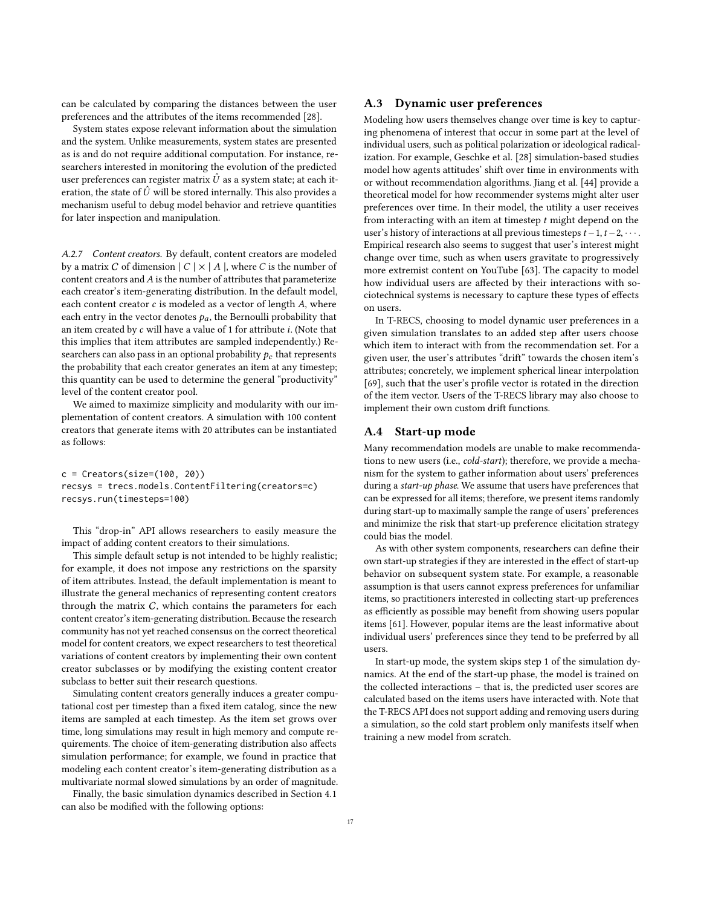can be calculated by comparing the distances between the user preferences and the attributes of the items recommended [28].

System states expose relevant information about the simulation and the system. Unlike measurements, system states are presented as is and do not require additional computation. For instance, researchers interested in monitoring the evolution of the predicted user preferences can register matrix $\hat{U}$ as a system state; at each iteration, the state of $\hat{U}$ will be stored internally. This also provides a mechanism useful to debug model behavior and retrieve quantities for later inspection and manipulation.

*A.2.7 Content creators.* By default, content creators are modeled by a matrix $C$ of dimension $|C| \times |A|$, where $C$ is the number of content creators and $A$ is the number of attributes that parameterize each creator's item-generating distribution. In the default model, each content creator $c$ is modeled as a vector of length $A$, where each entry in the vector denotes $p_a$, the Bernoulli probability that an item created by $c$ will have a value of 1 for attribute $i$. (Note that this implies that item attributes are sampled independently.) Researchers can also pass in an optional probability $p_c$ that represents the probability that each creator generates an item at any timestep; this quantity can be used to determine the general "productivity" level of the content creator pool.

We aimed to maximize simplicity and modularity with our implementation of content creators. A simulation with 100 content creators that generate items with 20 attributes can be instantiated as follows:

```
c = Creators(size=(100, 20))
recsys = trecs.models.ContentFiltering(creators=c)
recsys.run(timesteps=100)
```

This "drop-in" API allows researchers to easily measure the impact of adding content creators to their simulations.

This simple default setup is not intended to be highly realistic; for example, it does not impose any restrictions on the sparsity of item attributes. Instead, the default implementation is meant to illustrate the general mechanics of representing content creators through the matrix $C$, which contains the parameters for each content creator's item-generating distribution. Because the research community has not yet reached consensus on the correct theoretical model for content creators, we expect researchers to test theoretical variations of content creators by implementing their own content creator subclasses or by modifying the existing content creator subclass to better suit their research questions.

Simulating content creators generally induces a greater computational cost per timestep than a fixed item catalog, since the new items are sampled at each timestep. As the item set grows over time, long simulations may result in high memory and compute requirements. The choice of item-generating distribution also affects simulation performance; for example, we found in practice that modeling each content creator's item-generating distribution as a multivariate normal slowed simulations by an order of magnitude.

Finally, the basic simulation dynamics described in Section 4.1 can also be modified with the following options:

## A.3 Dynamic user preferences

Modeling how users themselves change over time is key to capturing phenomena of interest that occur in some part at the level of individual users, such as political polarization or ideological radicalization. For example, Geschke et al. [28] simulation-based studies model how agents attitudes' shift over time in environments with or without recommendation algorithms. Jiang et al. [44] provide a theoretical model for how recommender systems might alter user preferences over time. In their model, the utility a user receives from interacting with an item at timestep $t$ might depend on the user's history of interactions at all previous timesteps $t-1, t-2, \cdots$. Empirical research also seems to suggest that user's interest might change over time, such as when users gravitate to progressively more extremist content on YouTube [63]. The capacity to model how individual users are affected by their interactions with sociotechnical systems is necessary to capture these types of effects on users.

In T-RECS, choosing to model dynamic user preferences in a given simulation translates to an added step after users choose which item to interact with from the recommendation set. For a given user, the user's attributes "drift" towards the chosen item's attributes; concretely, we implement spherical linear interpolation [69], such that the user's profile vector is rotated in the direction of the item vector. Users of the T-RECS library may also choose to implement their own custom drift functions.

## A.4 Start-up mode

Many recommendation models are unable to make recommendations to new users (i.e., *cold-start*); therefore, we provide a mechanism for the system to gather information about users' preferences during a *start-up phase*. We assume that users have preferences that can be expressed for all items; therefore, we present items randomly during start-up to maximally sample the range of users' preferences and minimize the risk that start-up preference elicitation strategy could bias the model.

As with other system components, researchers can define their own start-up strategies if they are interested in the effect of start-up behavior on subsequent system state. For example, a reasonable assumption is that users cannot express preferences for unfamiliar items, so practitioners interested in collecting start-up preferences as efficiently as possible may benefit from showing users popular items [61]. However, popular items are the least informative about individual users' preferences since they tend to be preferred by all users.

In start-up mode, the system skips step 1 of the simulation dynamics. At the end of the start-up phase, the model is trained on the collected interactions – that is, the predicted user scores are calculated based on the items users have interacted with. Note that the T-RECS API does not support adding and removing users during a simulation, so the cold start problem only manifests itself when training a new model from scratch.